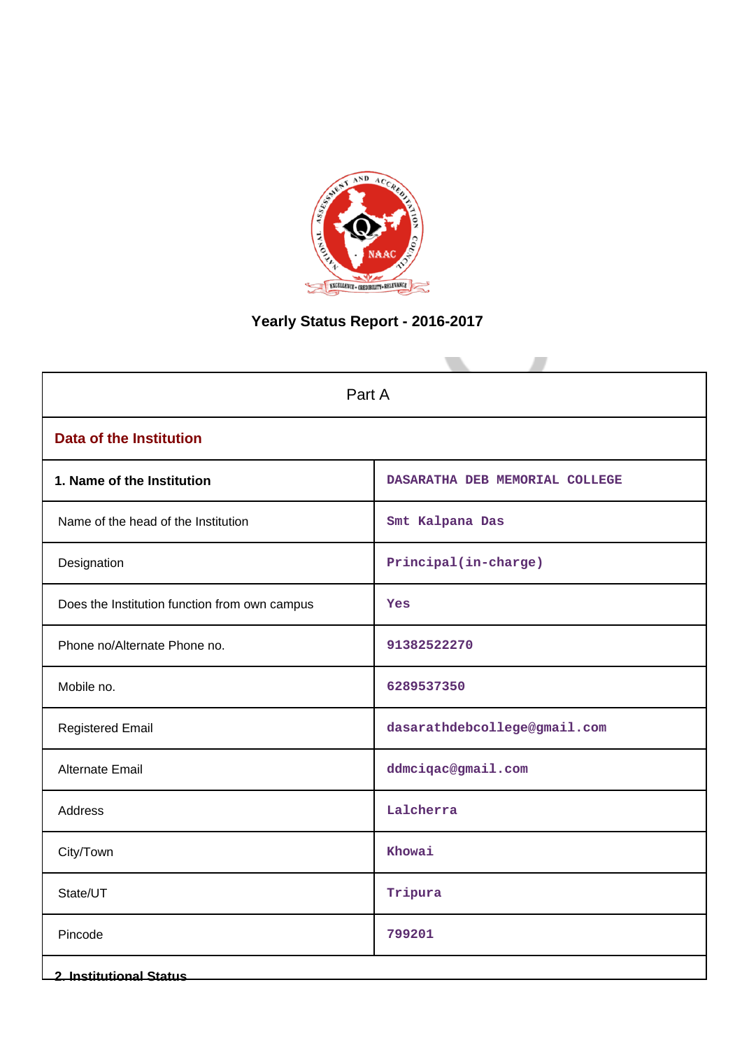# Yearly Status Report - 2016-2017

| Part A | |
|---|---|
| **Data of the Institution** | |
| **1. Name of the Institution** | DASARATHA DEB MEMORIAL COLLEGE |
| Name of the head of the Institution | Smt Kalpana Das |
| Designation | Principal(in-charge) |
| Does the Institution function from own campus | Yes |
| Phone no/Alternate Phone no. | 91382522270 |
| Mobile no. | 6289537350 |
| Registered Email | dasarathdebcollege@gmail.com |
| Alternate Email | ddmciqac@gmail.com |
| Address | Lalcherra |
| City/Town | Khowai |
| State/UT | Tripura |
| Pincode | 799201 |

**2. Institutional Status**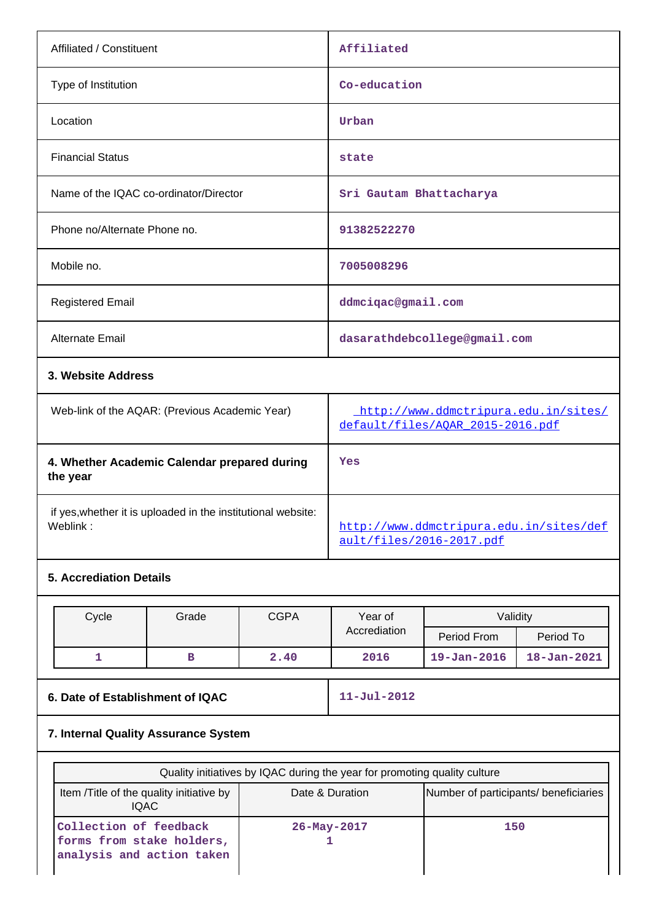| | |
|---|---|
| Affiliated / Constituent | Affiliated |
| Type of Institution | Co-education |
| Location | Urban |
| Financial Status | state |
| Name of the IQAC co-ordinator/Director | Sri Gautam Bhattacharya |
| Phone no/Alternate Phone no. | 91382522270 |
| Mobile no. | 7005008296 |
| Registered Email | ddmciqac@gmail.com |
| Alternate Email | dasarathdebcollege@gmail.com |

**3. Website Address**

| | |
|---|---|
| Web-link of the AQAR: (Previous Academic Year) | http://www.ddmctripura.edu.in/sites/default/files/AQAR_2015-2016.pdf |
| **4. Whether Academic Calendar prepared during the year** | Yes |
| if yes,whether it is uploaded in the institutional website: Weblink : | http://www.ddmctripura.edu.in/sites/default/files/2016-2017.pdf |

**5. Accrediation Details**

| Cycle | Grade | CGPA | Year of Accrediation | Validity | |
|---|---|---|---|---|---|
| | | | | Period From | Period To |
| 1 | B | 2.40 | 2016 | 19-Jan-2016 | 18-Jan-2021 |

| | |
|---|---|
| **6. Date of Establishment of IQAC** | 11-Jul-2012 |

**7. Internal Quality Assurance System**

| Quality initiatives by IQAC during the year for promoting quality culture | | |
|---|---|---|
| Item /Title of the quality initiative by IQAC | Date & Duration | Number of participants/ beneficiaries |
| Collection of feedback forms from stake holders, analysis and action taken | 26-May-2017<br>1 | 150 |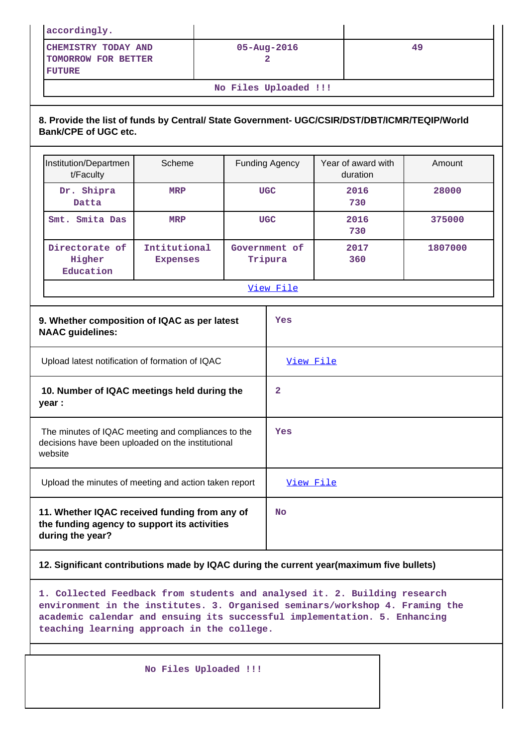| | | |
|---|---|---|
| accordingly. | | |
| CHEMISTRY TODAY AND TOMORROW FOR BETTER FUTURE | 05-Aug-2016 2 | 49 |

No Files Uploaded !!!

**8. Provide the list of funds by Central/ State Government- UGC/CSIR/DST/DBT/ICMR/TEQIP/World Bank/CPE of UGC etc.**

| Institution/Department/Faculty | Scheme | Funding Agency | Year of award with duration | Amount |
|---|---|---|---|---|
| Dr. Shipra Datta | MRP | UGC | 2016 730 | 28000 |
| Smt. Smita Das | MRP | UGC | 2016 730 | 375000 |
| Directorate of Higher Education | Intitutional Expenses | Government of Tripura | 2017 360 | 1807000 |

View File

| | |
|---|---|
| **9. Whether composition of IQAC as per latest NAAC guidelines:** | Yes |
| Upload latest notification of formation of IQAC | View File |
| **10. Number of IQAC meetings held during the year :** | 2 |
| The minutes of IQAC meeting and compliances to the decisions have been uploaded on the institutional website | Yes |
| Upload the minutes of meeting and action taken report | View File |
| **11. Whether IQAC received funding from any of the funding agency to support its activities during the year?** | No |

**12. Significant contributions made by IQAC during the current year(maximum five bullets)**

1. Collected Feedback from students and analysed it. 2. Building research environment in the institutes. 3. Organised seminars/workshop 4. Framing the academic calendar and ensuing its successful implementation. 5. Enhancing teaching learning approach in the college.

No Files Uploaded !!!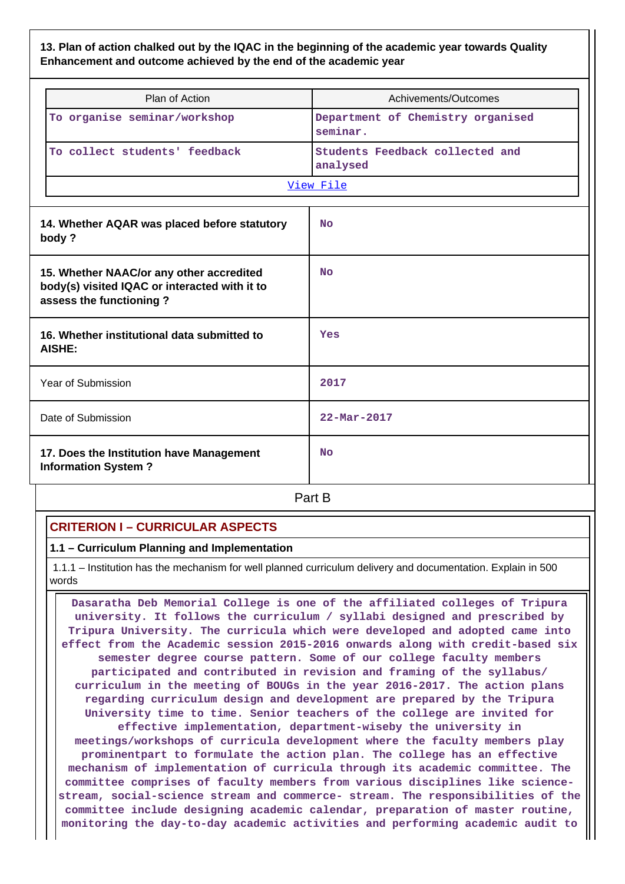**13. Plan of action chalked out by the IQAC in the beginning of the academic year towards Quality Enhancement and outcome achieved by the end of the academic year**

| Plan of Action | Achivements/Outcomes |
|---|---|
| To organise seminar/workshop | Department of Chemistry organised seminar. |
| To collect students' feedback | Students Feedback collected and analysed |
| View File | |

| | |
|---|---|
| **14. Whether AQAR was placed before statutory body ?** | No |
| **15. Whether NAAC/or any other accredited body(s) visited IQAC or interacted with it to assess the functioning ?** | No |
| **16. Whether institutional data submitted to AISHE:** | Yes |
| Year of Submission | 2017 |
| Date of Submission | 22-Mar-2017 |
| **17. Does the Institution have Management Information System ?** | No |

## Part B

### CRITERION I – CURRICULAR ASPECTS

#### 1.1 – Curriculum Planning and Implementation

1.1.1 – Institution has the mechanism for well planned curriculum delivery and documentation. Explain in 500 words

Dasaratha Deb Memorial College is one of the affiliated colleges of Tripura university. It follows the curriculum / syllabi designed and prescribed by Tripura University. The curricula which were developed and adopted came into effect from the Academic session 2015-2016 onwards along with credit-based six semester degree course pattern. Some of our college faculty members participated and contributed in revision and framing of the syllabus/ curriculum in the meeting of BOUGs in the year 2016-2017. The action plans regarding curriculum design and development are prepared by the Tripura University time to time. Senior teachers of the college are invited for effective implementation, department-wiseby the university in meetings/workshops of curricula development where the faculty members play prominentpart to formulate the action plan. The college has an effective mechanism of implementation of curricula through its academic committee. The committee comprises of faculty members from various disciplines like science-stream, social-science stream and commerce- stream. The responsibilities of the committee include designing academic calendar, preparation of master routine, monitoring the day-to-day academic activities and performing academic audit to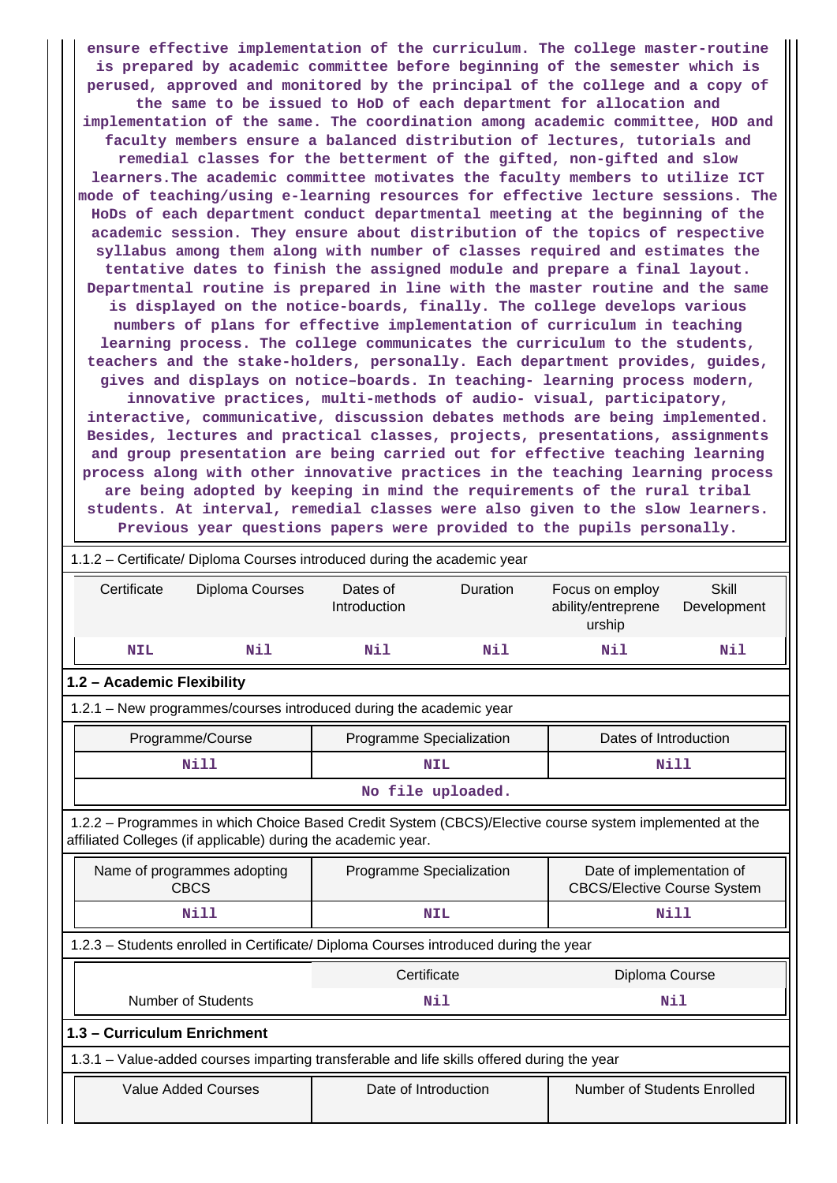ensure effective implementation of the curriculum. The college master-routine is prepared by academic committee before beginning of the semester which is perused, approved and monitored by the principal of the college and a copy of the same to be issued to HoD of each department for allocation and implementation of the same. The coordination among academic committee, HOD and faculty members ensure a balanced distribution of lectures, tutorials and remedial classes for the betterment of the gifted, non-gifted and slow learners.The academic committee motivates the faculty members to utilize ICT mode of teaching/using e-learning resources for effective lecture sessions. The HoDs of each department conduct departmental meeting at the beginning of the academic session. They ensure about distribution of the topics of respective syllabus among them along with number of classes required and estimates the tentative dates to finish the assigned module and prepare a final layout. Departmental routine is prepared in line with the master routine and the same is displayed on the notice-boards, finally. The college develops various numbers of plans for effective implementation of curriculum in teaching learning process. The college communicates the curriculum to the students, teachers and the stake-holders, personally. Each department provides, guides, gives and displays on notice–boards. In teaching- learning process modern, innovative practices, multi-methods of audio- visual, participatory, interactive, communicative, discussion debates methods are being implemented. Besides, lectures and practical classes, projects, presentations, assignments and group presentation are being carried out for effective teaching learning process along with other innovative practices in the teaching learning process are being adopted by keeping in mind the requirements of the rural tribal students. At interval, remedial classes were also given to the slow learners. Previous year questions papers were provided to the pupils personally.

1.1.2 – Certificate/ Diploma Courses introduced during the academic year

| Certificate | Diploma Courses | Dates of Introduction | Duration | Focus on employ ability/entreprene urship | Skill Development |
|---|---|---|---|---|---|
| NIL | Nil | Nil | Nil | Nil | Nil |

## 1.2 – Academic Flexibility

1.2.1 – New programmes/courses introduced during the academic year

| Programme/Course | Programme Specialization | Dates of Introduction |
|---|---|---|
| Nill | NIL | Nill |

No file uploaded.

1.2.2 – Programmes in which Choice Based Credit System (CBCS)/Elective course system implemented at the affiliated Colleges (if applicable) during the academic year.

| Name of programmes adopting CBCS | Programme Specialization | Date of implementation of CBCS/Elective Course System |
|---|---|---|
| Nill | NIL | Nill |

1.2.3 – Students enrolled in Certificate/ Diploma Courses introduced during the year

| | Certificate | Diploma Course |
|---|---|---|
| Number of Students | Nil | Nil |

## 1.3 – Curriculum Enrichment

1.3.1 – Value-added courses imparting transferable and life skills offered during the year

| Value Added Courses | Date of Introduction | Number of Students Enrolled |
|---|---|---|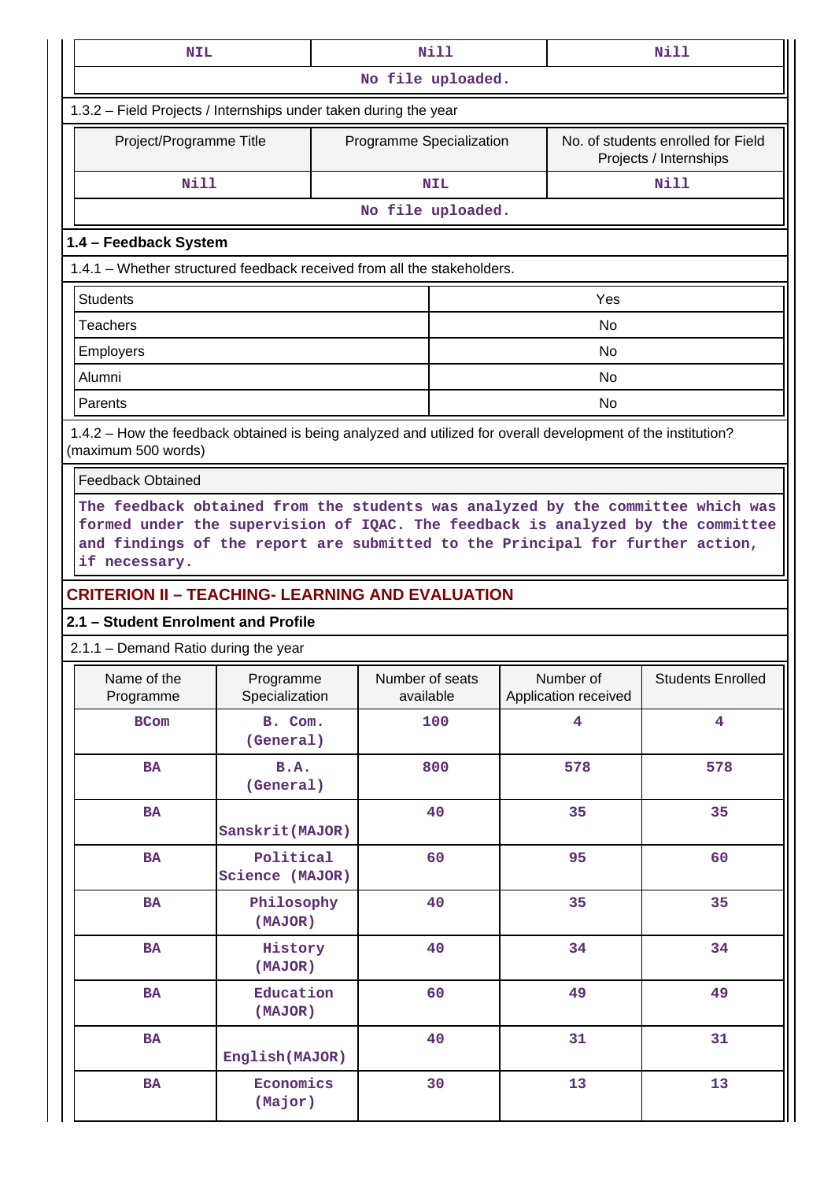| NIL | Nill | Nill |
|---|---|---|

No file uploaded.

1.3.2 – Field Projects / Internships under taken during the year

| Project/Programme Title | Programme Specialization | No. of students enrolled for Field Projects / Internships |
|---|---|---|
| Nill | NIL | Nill |

No file uploaded.

### 1.4 – Feedback System

1.4.1 – Whether structured feedback received from all the stakeholders.

| Students | Yes |
|---|---|
| Teachers | No |
| Employers | No |
| Alumni | No |
| Parents | No |

1.4.2 – How the feedback obtained is being analyzed and utilized for overall development of the institution? (maximum 500 words)

Feedback Obtained

The feedback obtained from the students was analyzed by the committee which was formed under the supervision of IQAC. The feedback is analyzed by the committee and findings of the report are submitted to the Principal for further action, if necessary.

## CRITERION II – TEACHING- LEARNING AND EVALUATION

### 2.1 – Student Enrolment and Profile

2.1.1 – Demand Ratio during the year

| Name of the Programme | Programme Specialization | Number of seats available | Number of Application received | Students Enrolled |
|---|---|---|---|---|
| BCom | B. Com. (General) | 100 | 4 | 4 |
| BA | B.A. (General) | 800 | 578 | 578 |
| BA | Sanskrit(MAJOR) | 40 | 35 | 35 |
| BA | Political Science (MAJOR) | 60 | 95 | 60 |
| BA | Philosophy (MAJOR) | 40 | 35 | 35 |
| BA | History (MAJOR) | 40 | 34 | 34 |
| BA | Education (MAJOR) | 60 | 49 | 49 |
| BA | English(MAJOR) | 40 | 31 | 31 |
| BA | Economics (Major) | 30 | 13 | 13 |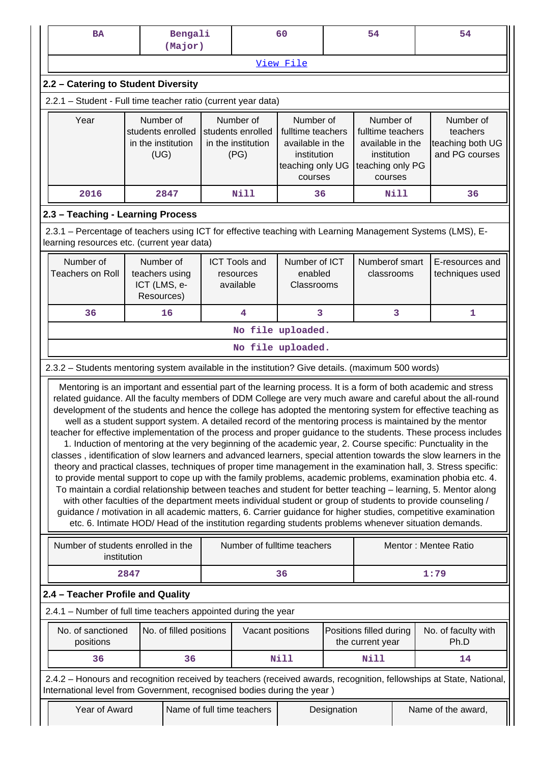| BA | Bengali (Major) | 60 | 54 | 54 |
|---|---|---|---|---|
| View File | | | | |

## 2.2 – Catering to Student Diversity

2.2.1 – Student - Full time teacher ratio (current year data)

| Year | Number of students enrolled in the institution (UG) | Number of students enrolled in the institution (PG) | Number of fulltime teachers available in the institution teaching only UG courses | Number of fulltime teachers available in the institution teaching only PG courses | Number of teachers teaching both UG and PG courses |
|---|---|---|---|---|---|
| 2016 | 2847 | Nill | 36 | Nill | 36 |

## 2.3 – Teaching - Learning Process

2.3.1 – Percentage of teachers using ICT for effective teaching with Learning Management Systems (LMS), E-learning resources etc. (current year data)

| Number of Teachers on Roll | Number of teachers using ICT (LMS, e-Resources) | ICT Tools and resources available | Number of ICT enabled Classrooms | Numberof smart classrooms | E-resources and techniques used |
|---|---|---|---|---|---|
| 36 | 16 | 4 | 3 | 3 | 1 |
| No file uploaded. | | | | | |
| No file uploaded. | | | | | |

2.3.2 – Students mentoring system available in the institution? Give details. (maximum 500 words)

Mentoring is an important and essential part of the learning process. It is a form of both academic and stress related guidance. All the faculty members of DDM College are very much aware and careful about the all-round development of the students and hence the college has adopted the mentoring system for effective teaching as well as a student support system. A detailed record of the mentoring process is maintained by the mentor teacher for effective implementation of the process and proper guidance to the students. These process includes 1. Induction of mentoring at the very beginning of the academic year, 2. Course specific: Punctuality in the classes , identification of slow learners and advanced learners, special attention towards the slow learners in the theory and practical classes, techniques of proper time management in the examination hall, 3. Stress specific: to provide mental support to cope up with the family problems, academic problems, examination phobia etc. 4. To maintain a cordial relationship between teaches and student for better teaching – learning, 5. Mentor along with other faculties of the department meets individual student or group of students to provide counseling / guidance / motivation in all academic matters, 6. Carrier guidance for higher studies, competitive examination etc. 6. Intimate HOD/ Head of the institution regarding students problems whenever situation demands.

| Number of students enrolled in the institution | Number of fulltime teachers | Mentor : Mentee Ratio |
|---|---|---|
| 2847 | 36 | 1:79 |

## 2.4 – Teacher Profile and Quality

2.4.1 – Number of full time teachers appointed during the year

| No. of sanctioned positions | No. of filled positions | Vacant positions | Positions filled during the current year | No. of faculty with Ph.D |
|---|---|---|---|---|
| 36 | 36 | Nill | Nill | 14 |

2.4.2 – Honours and recognition received by teachers (received awards, recognition, fellowships at State, National, International level from Government, recognised bodies during the year )

| Year of Award | Name of full time teachers | Designation | Name of the award, |
|---|---|---|---|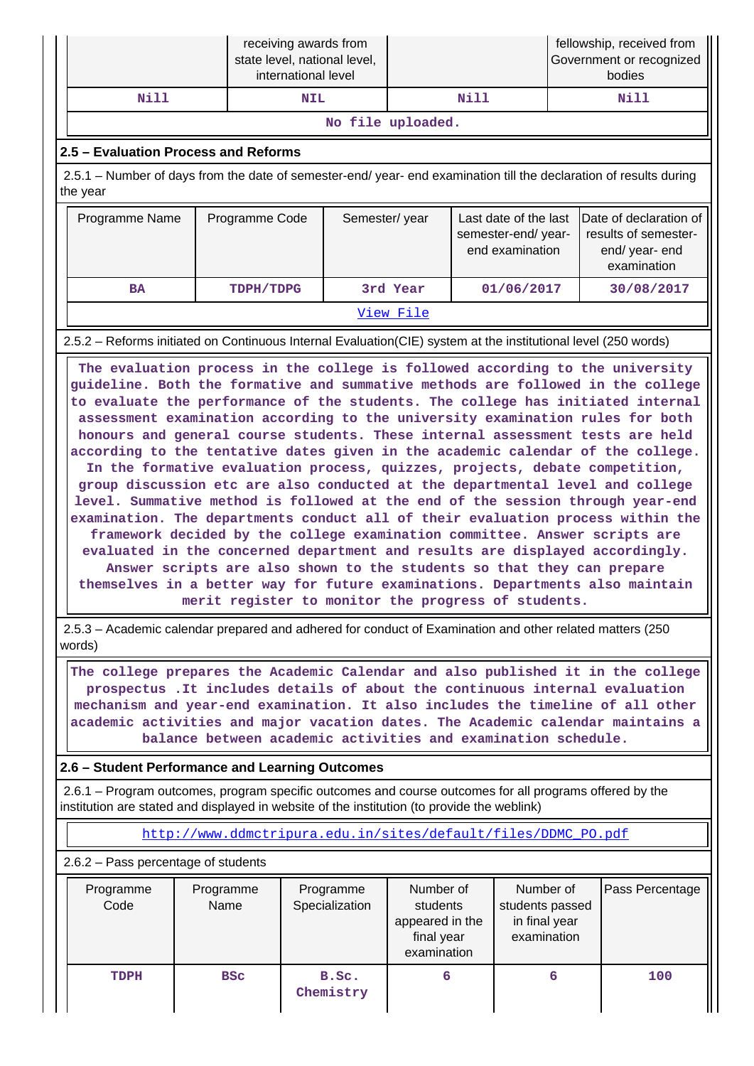| | receiving awards from state level, national level, international level | | fellowship, received from Government or recognized bodies |
|---|---|---|---|
| Nill | NIL | Nill | Nill |
| No file uploaded. | | | |

## 2.5 – Evaluation Process and Reforms

2.5.1 – Number of days from the date of semester-end/ year- end examination till the declaration of results during the year

| Programme Name | Programme Code | Semester/ year | Last date of the last semester-end/ year- end examination | Date of declaration of results of semester- end/ year- end examination |
|---|---|---|---|---|
| BA | TDPH/TDPG | 3rd Year | 01/06/2017 | 30/08/2017 |
| View File | | | | |

2.5.2 – Reforms initiated on Continuous Internal Evaluation(CIE) system at the institutional level (250 words)

The evaluation process in the college is followed according to the university guideline. Both the formative and summative methods are followed in the college to evaluate the performance of the students. The college has initiated internal assessment examination according to the university examination rules for both honours and general course students. These internal assessment tests are held according to the tentative dates given in the academic calendar of the college. In the formative evaluation process, quizzes, projects, debate competition, group discussion etc are also conducted at the departmental level and college level. Summative method is followed at the end of the session through year-end examination. The departments conduct all of their evaluation process within the framework decided by the college examination committee. Answer scripts are evaluated in the concerned department and results are displayed accordingly. Answer scripts are also shown to the students so that they can prepare themselves in a better way for future examinations. Departments also maintain merit register to monitor the progress of students.

2.5.3 – Academic calendar prepared and adhered for conduct of Examination and other related matters (250 words)

The college prepares the Academic Calendar and also published it in the college prospectus .It includes details of about the continuous internal evaluation mechanism and year-end examination. It also includes the timeline of all other academic activities and major vacation dates. The Academic calendar maintains a balance between academic activities and examination schedule.

## 2.6 – Student Performance and Learning Outcomes

2.6.1 – Program outcomes, program specific outcomes and course outcomes for all programs offered by the institution are stated and displayed in website of the institution (to provide the weblink)

http://www.ddmctripura.edu.in/sites/default/files/DDMC_PO.pdf

2.6.2 – Pass percentage of students

| Programme Code | Programme Name | Programme Specialization | Number of students appeared in the final year examination | Number of students passed in final year examination | Pass Percentage |
|---|---|---|---|---|---|
| TDPH | BSc | B.Sc. Chemistry | 6 | 6 | 100 |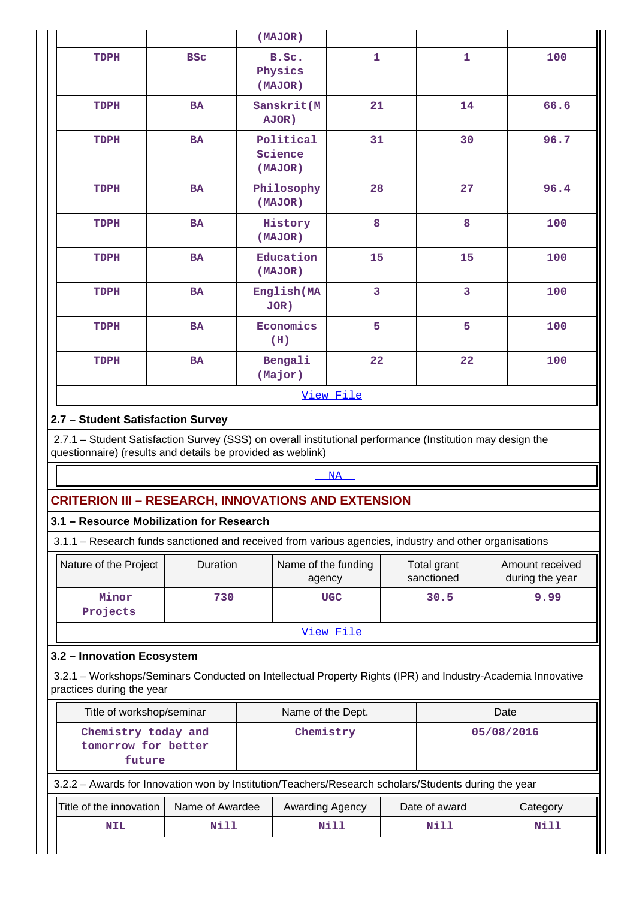| | | (MAJOR) | | | |
|---|---|---|---|---|---|
| TDPH | BSc | B.Sc. Physics (MAJOR) | 1 | 1 | 100 |
| TDPH | BA | Sanskrit(MAJOR) | 21 | 14 | 66.6 |
| TDPH | BA | Political Science (MAJOR) | 31 | 30 | 96.7 |
| TDPH | BA | Philosophy (MAJOR) | 28 | 27 | 96.4 |
| TDPH | BA | History (MAJOR) | 8 | 8 | 100 |
| TDPH | BA | Education (MAJOR) | 15 | 15 | 100 |
| TDPH | BA | English(MAJOR) | 3 | 3 | 100 |
| TDPH | BA | Economics (H) | 5 | 5 | 100 |
| TDPH | BA | Bengali (Major) | 22 | 22 | 100 |

View File

### 2.7 – Student Satisfaction Survey

2.7.1 – Student Satisfaction Survey (SSS) on overall institutional performance (Institution may design the questionnaire) (results and details be provided as weblink)

NA

## CRITERION III – RESEARCH, INNOVATIONS AND EXTENSION

### 3.1 – Resource Mobilization for Research

3.1.1 – Research funds sanctioned and received from various agencies, industry and other organisations

| Nature of the Project | Duration | Name of the funding agency | Total grant sanctioned | Amount received during the year |
|---|---|---|---|---|
| Minor Projects | 730 | UGC | 30.5 | 9.99 |

View File

### 3.2 – Innovation Ecosystem

3.2.1 – Workshops/Seminars Conducted on Intellectual Property Rights (IPR) and Industry-Academia Innovative practices during the year

| Title of workshop/seminar | Name of the Dept. | Date |
|---|---|---|
| Chemistry today and tomorrow for better future | Chemistry | 05/08/2016 |

3.2.2 – Awards for Innovation won by Institution/Teachers/Research scholars/Students during the year

| Title of the innovation | Name of Awardee | Awarding Agency | Date of award | Category |
|---|---|---|---|---|
| NIL | Nill | Nill | Nill | Nill |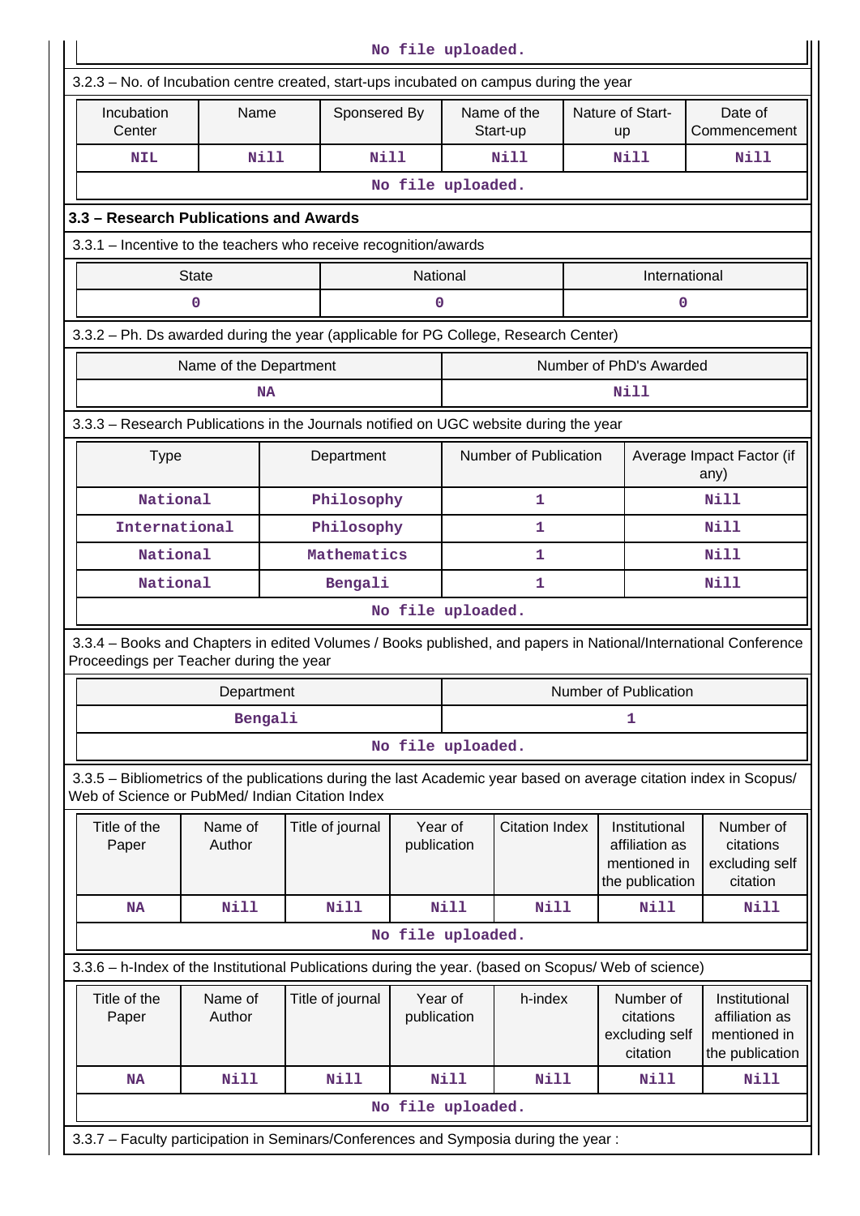No file uploaded.

3.2.3 – No. of Incubation centre created, start-ups incubated on campus during the year

| Incubation Center | Name | Sponsered By | Name of the Start-up | Nature of Start-up | Date of Commencement |
|---|---|---|---|---|---|
| NIL | Nill | Nill | Nill | Nill | Nill |

No file uploaded.

### 3.3 – Research Publications and Awards

3.3.1 – Incentive to the teachers who receive recognition/awards

| State | National | International |
|---|---|---|
| 0 | 0 | 0 |

3.3.2 – Ph. Ds awarded during the year (applicable for PG College, Research Center)

| Name of the Department | Number of PhD's Awarded |
|---|---|
| NA | Nill |

3.3.3 – Research Publications in the Journals notified on UGC website during the year

| Type | Department | Number of Publication | Average Impact Factor (if any) |
|---|---|---|---|
| National | Philosophy | 1 | Nill |
| International | Philosophy | 1 | Nill |
| National | Mathematics | 1 | Nill |
| National | Bengali | 1 | Nill |

No file uploaded.

3.3.4 – Books and Chapters in edited Volumes / Books published, and papers in National/International Conference Proceedings per Teacher during the year

| Department | Number of Publication |
|---|---|
| Bengali | 1 |

No file uploaded.

3.3.5 – Bibliometrics of the publications during the last Academic year based on average citation index in Scopus/ Web of Science or PubMed/ Indian Citation Index

| Title of the Paper | Name of Author | Title of journal | Year of publication | Citation Index | Institutional affiliation as mentioned in the publication | Number of citations excluding self citation |
|---|---|---|---|---|---|---|
| NA | Nill | Nill | Nill | Nill | Nill | Nill |

No file uploaded.

3.3.6 – h-Index of the Institutional Publications during the year. (based on Scopus/ Web of science)

| Title of the Paper | Name of Author | Title of journal | Year of publication | h-index | Number of citations excluding self citation | Institutional affiliation as mentioned in the publication |
|---|---|---|---|---|---|---|
| NA | Nill | Nill | Nill | Nill | Nill | Nill |

No file uploaded.

3.3.7 – Faculty participation in Seminars/Conferences and Symposia during the year :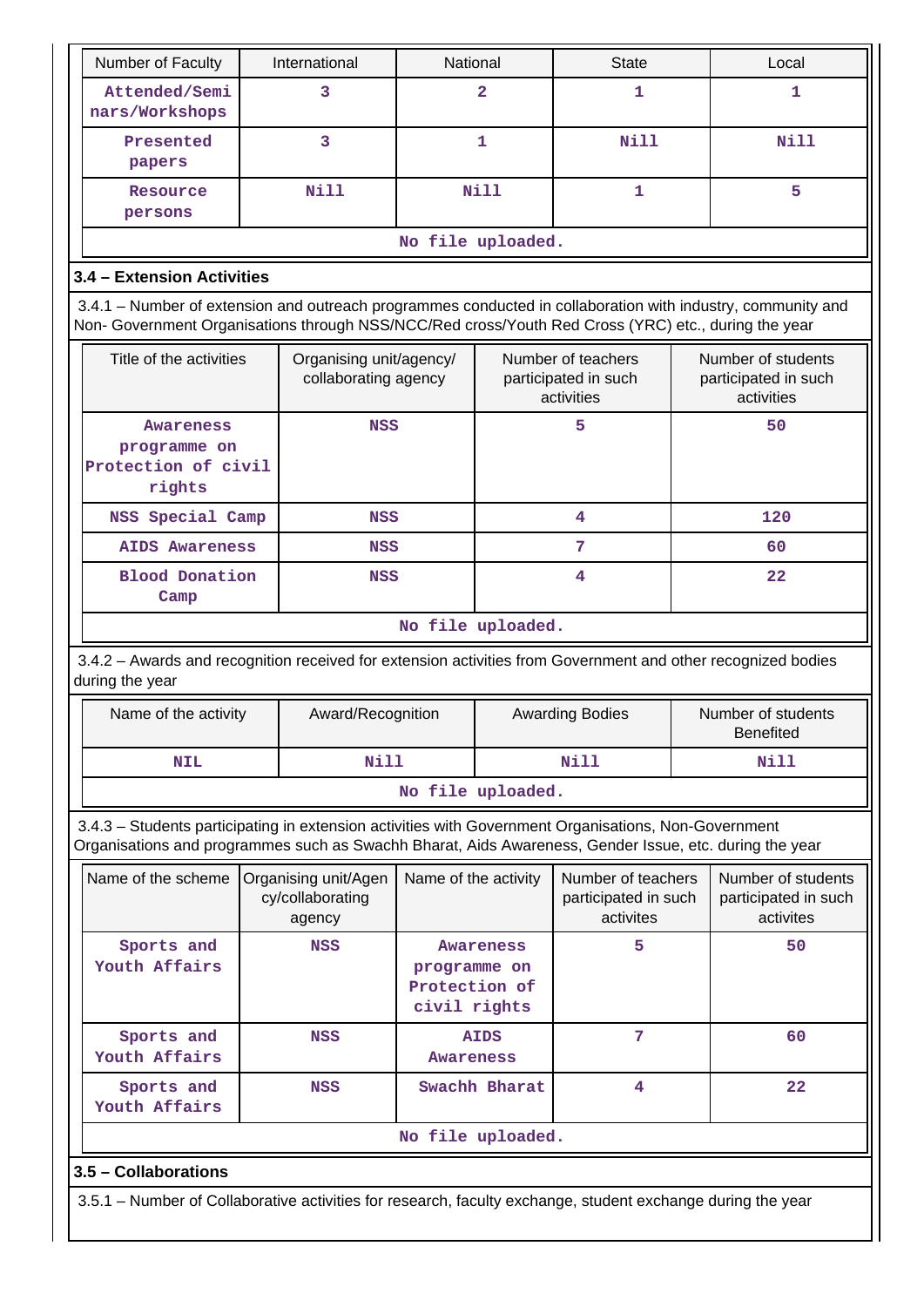| Number of Faculty | International | National | State | Local |
|---|---|---|---|---|
| Attended/Seminars/Workshops | 3 | 2 | 1 | 1 |
| Presented papers | 3 | 1 | Nill | Nill |
| Resource persons | Nill | Nill | 1 | 5 |

No file uploaded.

### 3.4 – Extension Activities

3.4.1 – Number of extension and outreach programmes conducted in collaboration with industry, community and Non- Government Organisations through NSS/NCC/Red cross/Youth Red Cross (YRC) etc., during the year

| Title of the activities | Organising unit/agency/ collaborating agency | Number of teachers participated in such activities | Number of students participated in such activities |
|---|---|---|---|
| Awareness programme on Protection of civil rights | NSS | 5 | 50 |
| NSS Special Camp | NSS | 4 | 120 |
| AIDS Awareness | NSS | 7 | 60 |
| Blood Donation Camp | NSS | 4 | 22 |

No file uploaded.

3.4.2 – Awards and recognition received for extension activities from Government and other recognized bodies during the year

| Name of the activity | Award/Recognition | Awarding Bodies | Number of students Benefited |
|---|---|---|---|
| NIL | Nill | Nill | Nill |

No file uploaded.

3.4.3 – Students participating in extension activities with Government Organisations, Non-Government Organisations and programmes such as Swachh Bharat, Aids Awareness, Gender Issue, etc. during the year

| Name of the scheme | Organising unit/Agency/collaborating agency | Name of the activity | Number of teachers participated in such activites | Number of students participated in such activites |
|---|---|---|---|---|
| Sports and Youth Affairs | NSS | Awareness programme on Protection of civil rights | 5 | 50 |
| Sports and Youth Affairs | NSS | AIDS Awareness | 7 | 60 |
| Sports and Youth Affairs | NSS | Swachh Bharat | 4 | 22 |

No file uploaded.

### 3.5 – Collaborations

3.5.1 – Number of Collaborative activities for research, faculty exchange, student exchange during the year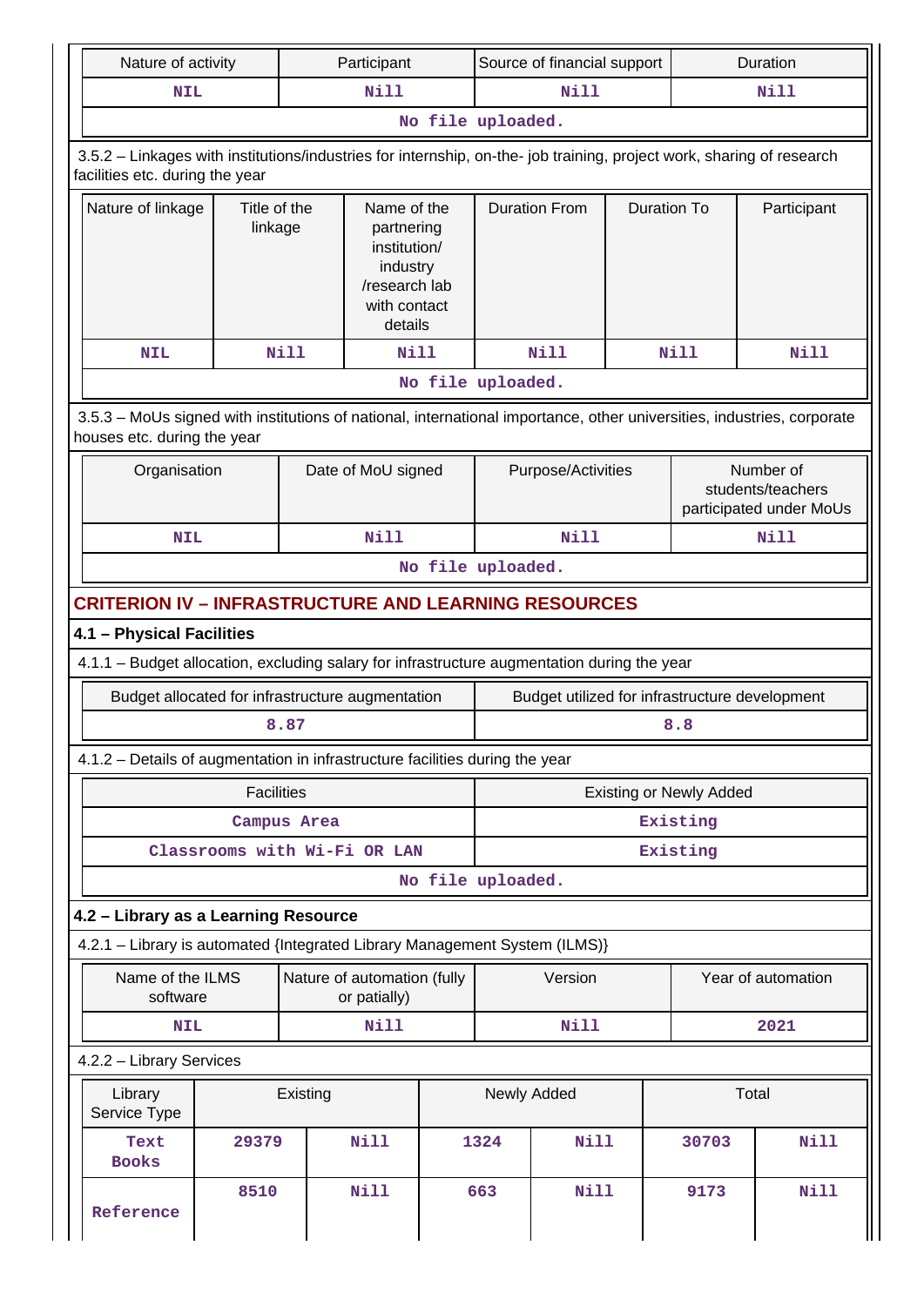| Nature of activity | Participant | Source of financial support | Duration |
|---|---|---|---|
| NIL | Nill | Nill | Nill |
| No file uploaded. | | | |

3.5.2 – Linkages with institutions/industries for internship, on-the- job training, project work, sharing of research facilities etc. during the year

| Nature of linkage | Title of the linkage | Name of the partnering institution/ industry /research lab with contact details | Duration From | Duration To | Participant |
|---|---|---|---|---|---|
| NIL | Nill | Nill | Nill | Nill | Nill |
| No file uploaded. | | | | | |

3.5.3 – MoUs signed with institutions of national, international importance, other universities, industries, corporate houses etc. during the year

| Organisation | Date of MoU signed | Purpose/Activities | Number of students/teachers participated under MoUs |
|---|---|---|---|
| NIL | Nill | Nill | Nill |
| No file uploaded. | | | |

## CRITERION IV – INFRASTRUCTURE AND LEARNING RESOURCES

### 4.1 – Physical Facilities

4.1.1 – Budget allocation, excluding salary for infrastructure augmentation during the year

| Budget allocated for infrastructure augmentation | Budget utilized for infrastructure development |
|---|---|
| 8.87 | 8.8 |

4.1.2 – Details of augmentation in infrastructure facilities during the year

| Facilities | Existing or Newly Added |
|---|---|
| Campus Area | Existing |
| Classrooms with Wi-Fi OR LAN | Existing |
| No file uploaded. | |

### 4.2 – Library as a Learning Resource

4.2.1 – Library is automated {Integrated Library Management System (ILMS)}

| Name of the ILMS software | Nature of automation (fully or patially) | Version | Year of automation |
|---|---|---|---|
| NIL | Nill | Nill | 2021 |

4.2.2 – Library Services

| Library Service Type | Existing | | Newly Added | | Total | |
|---|---|---|---|---|---|---|
| Text Books | 29379 | Nill | 1324 | Nill | 30703 | Nill |
| Reference | 8510 | Nill | 663 | Nill | 9173 | Nill |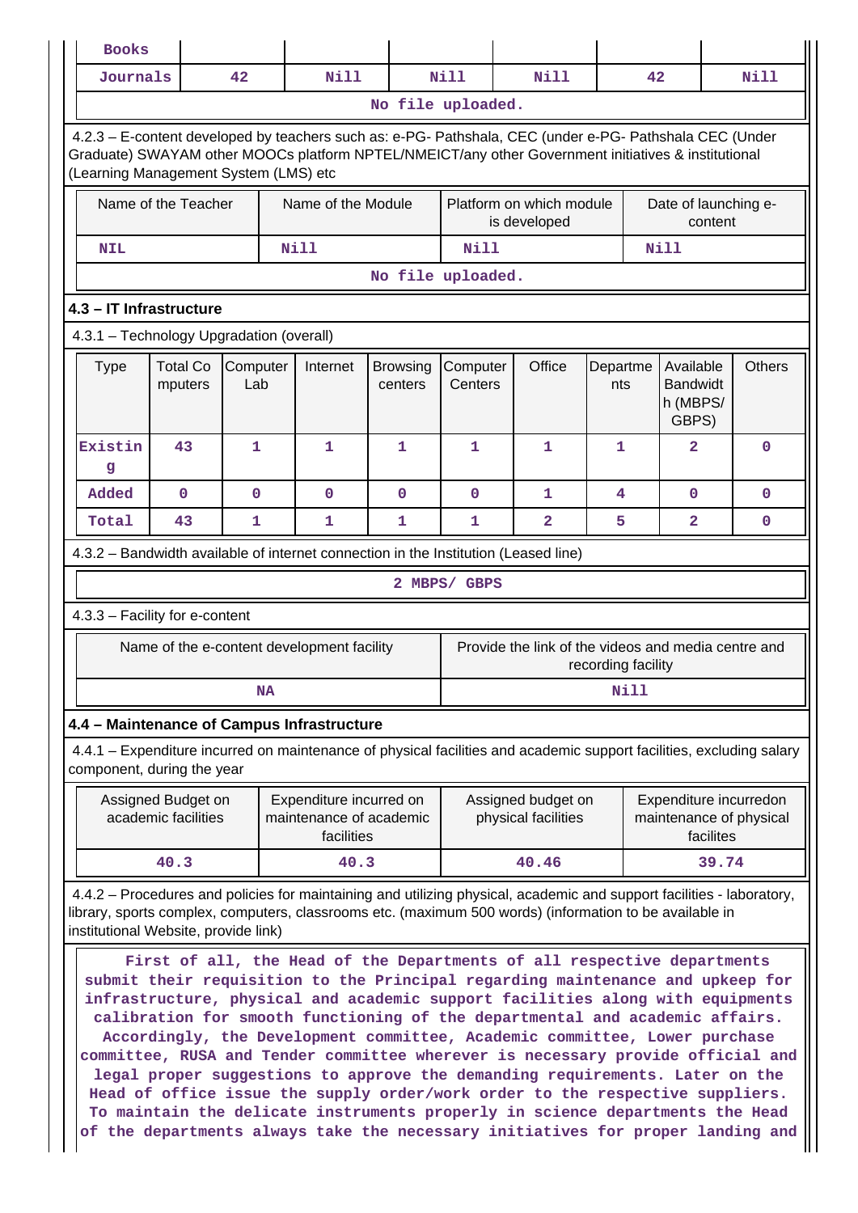| Books | | | | | | |
|---|---|---|---|---|---|---|
| Journals | 42 | Nill | Nill | Nill | 42 | Nill |
| No file uploaded. | | | | | | |

4.2.3 – E-content developed by teachers such as: e-PG- Pathshala, CEC (under e-PG- Pathshala CEC (Under Graduate) SWAYAM other MOOCs platform NPTEL/NMEICT/any other Government initiatives & institutional (Learning Management System (LMS) etc

| Name of the Teacher | Name of the Module | Platform on which module is developed | Date of launching e-content |
|---|---|---|---|
| NIL | Nill | Nill | Nill |
| No file uploaded. | | | |

### 4.3 – IT Infrastructure

4.3.1 – Technology Upgradation (overall)

| Type | Total Computers | Computer Lab | Internet | Browsing centers | Computer Centers | Office | Departments | Available Bandwidth (MBPS/ GBPS) | Others |
|---|---|---|---|---|---|---|---|---|---|
| Existing | 43 | 1 | 1 | 1 | 1 | 1 | 1 | 2 | 0 |
| Added | 0 | 0 | 0 | 0 | 0 | 1 | 4 | 0 | 0 |
| Total | 43 | 1 | 1 | 1 | 1 | 2 | 5 | 2 | 0 |

4.3.2 – Bandwidth available of internet connection in the Institution (Leased line)

2 MBPS/ GBPS

4.3.3 – Facility for e-content

| Name of the e-content development facility | Provide the link of the videos and media centre and recording facility |
|---|---|
| NA | Nill |

### 4.4 – Maintenance of Campus Infrastructure

4.4.1 – Expenditure incurred on maintenance of physical facilities and academic support facilities, excluding salary component, during the year

| Assigned Budget on academic facilities | Expenditure incurred on maintenance of academic facilities | Assigned budget on physical facilities | Expenditure incurredon maintenance of physical facilites |
|---|---|---|---|
| 40.3 | 40.3 | 40.46 | 39.74 |

4.4.2 – Procedures and policies for maintaining and utilizing physical, academic and support facilities - laboratory, library, sports complex, computers, classrooms etc. (maximum 500 words) (information to be available in institutional Website, provide link)

First of all, the Head of the Departments of all respective departments submit their requisition to the Principal regarding maintenance and upkeep for infrastructure, physical and academic support facilities along with equipments calibration for smooth functioning of the departmental and academic affairs. Accordingly, the Development committee, Academic committee, Lower purchase committee, RUSA and Tender committee wherever is necessary provide official and legal proper suggestions to approve the demanding requirements. Later on the Head of office issue the supply order/work order to the respective suppliers. To maintain the delicate instruments properly in science departments the Head of the departments always take the necessary initiatives for proper landing and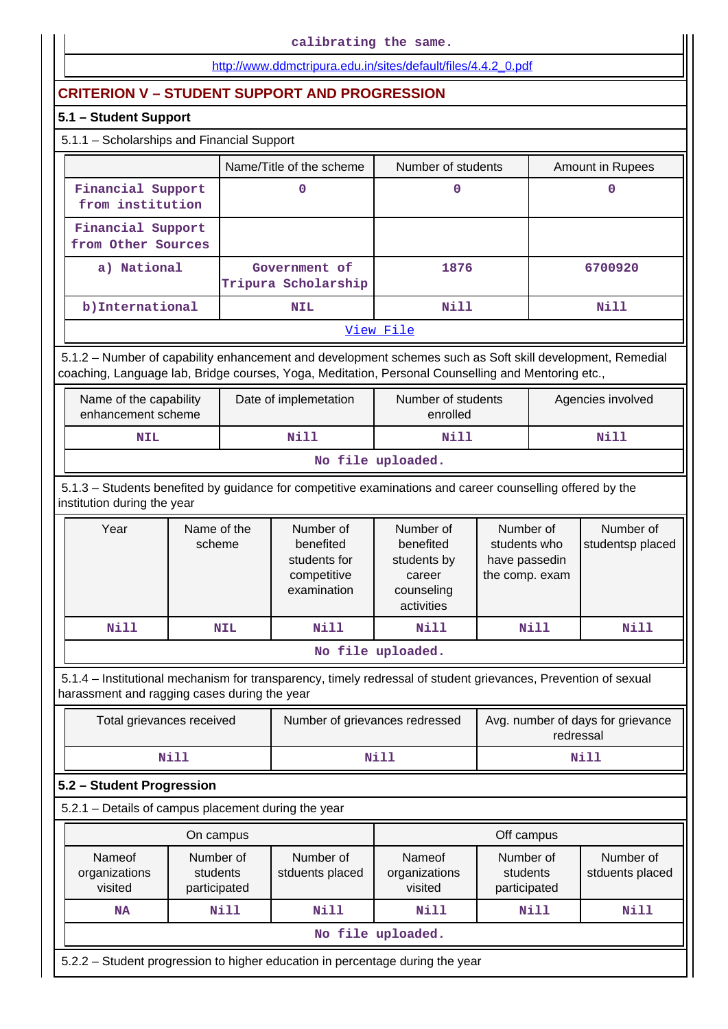calibrating the same.

http://www.ddmctripura.edu.in/sites/default/files/4.4.2_0.pdf

## CRITERION V – STUDENT SUPPORT AND PROGRESSION

### 5.1 – Student Support

5.1.1 – Scholarships and Financial Support

| | Name/Title of the scheme | Number of students | Amount in Rupees |
|---|---|---|---|
| Financial Support from institution | 0 | 0 | 0 |
| Financial Support from Other Sources | | | |
| a) National | Government of Tripura Scholarship | 1876 | 6700920 |
| b)International | NIL | Nill | Nill |
| View File | | | |

5.1.2 – Number of capability enhancement and development schemes such as Soft skill development, Remedial coaching, Language lab, Bridge courses, Yoga, Meditation, Personal Counselling and Mentoring etc.,

| Name of the capability enhancement scheme | Date of implemetation | Number of students enrolled | Agencies involved |
|---|---|---|---|
| NIL | Nill | Nill | Nill |
| No file uploaded. | | | |

5.1.3 – Students benefited by guidance for competitive examinations and career counselling offered by the institution during the year

| Year | Name of the scheme | Number of benefited students for competitive examination | Number of benefited students by career counseling activities | Number of students who have passedin the comp. exam | Number of studentsp placed |
|---|---|---|---|---|---|
| Nill | NIL | Nill | Nill | Nill | Nill |
| No file uploaded. | | | | | |

5.1.4 – Institutional mechanism for transparency, timely redressal of student grievances, Prevention of sexual harassment and ragging cases during the year

| Total grievances received | Number of grievances redressed | Avg. number of days for grievance redressal |
|---|---|---|
| Nill | Nill | Nill |

### 5.2 – Student Progression

5.2.1 – Details of campus placement during the year

| On campus | | | Off campus | | |
|---|---|---|---|---|---|
| Nameof organizations visited | Number of students participated | Number of stduents placed | Nameof organizations visited | Number of students participated | Number of stduents placed |
| NA | Nill | Nill | Nill | Nill | Nill |
| No file uploaded. | | | | | |

5.2.2 – Student progression to higher education in percentage during the year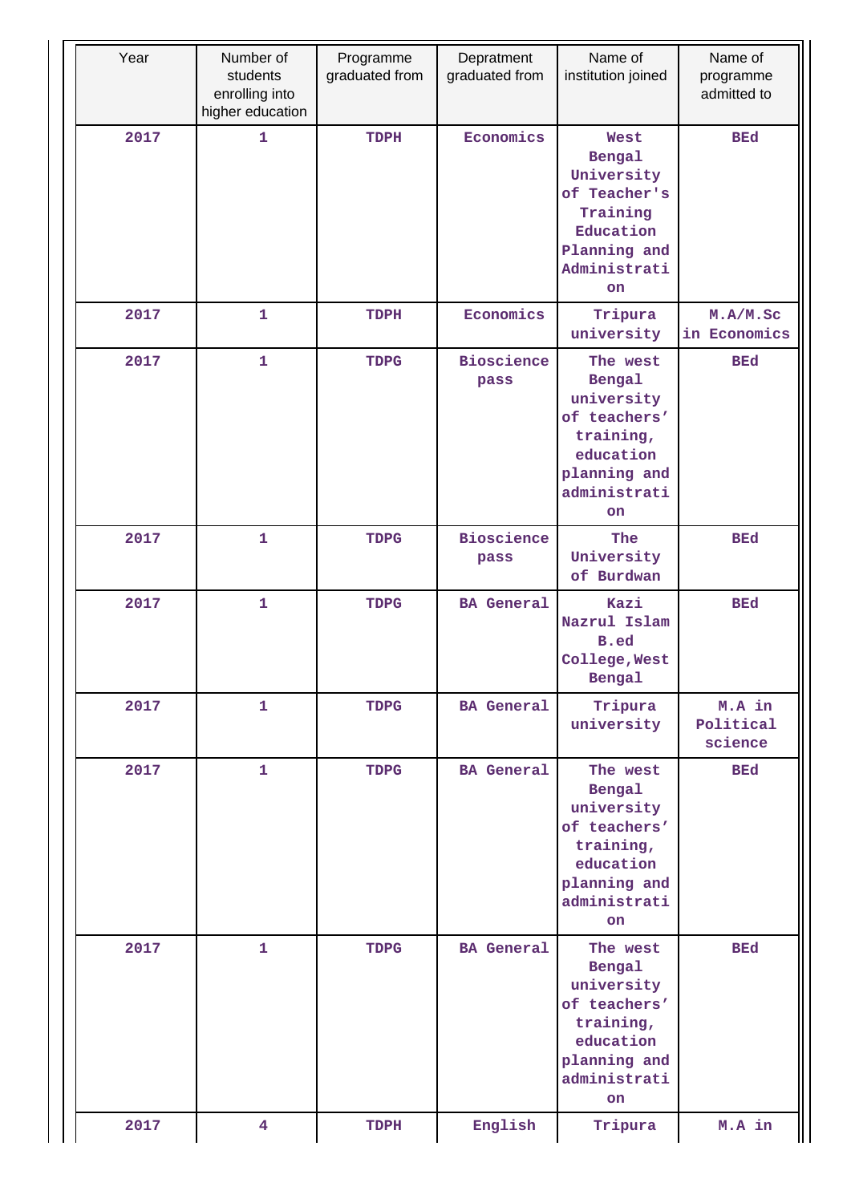| Year | Number of students enrolling into higher education | Programme graduated from | Depratment graduated from | Name of institution joined | Name of programme admitted to |
|---|---|---|---|---|---|
| 2017 | 1 | TDPH | Economics | West Bengal University of Teacher's Training Education Planning and Administration | BEd |
| 2017 | 1 | TDPH | Economics | Tripura university | M.A/M.Sc in Economics |
| 2017 | 1 | TDPG | Bioscience pass | The west Bengal university of teachers' training, education planning and administration | BEd |
| 2017 | 1 | TDPG | Bioscience pass | The University of Burdwan | BEd |
| 2017 | 1 | TDPG | BA General | Kazi Nazrul Islam B.ed College,West Bengal | BEd |
| 2017 | 1 | TDPG | BA General | Tripura university | M.A in Political science |
| 2017 | 1 | TDPG | BA General | The west Bengal university of teachers' training, education planning and administration | BEd |
| 2017 | 1 | TDPG | BA General | The west Bengal university of teachers' training, education planning and administration | BEd |
| 2017 | 4 | TDPH | English | Tripura | M.A in |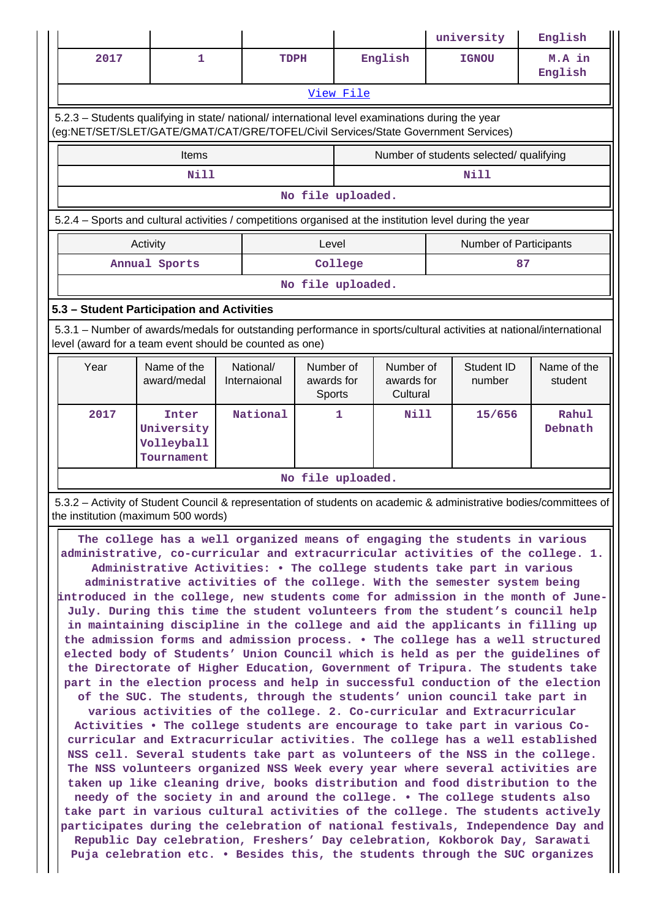|  |  |  |  | university | English |
|---|---|---|---|---|---|
| 2017 | 1 | TDPH | English | IGNOU | M.A in English |

View File

5.2.3 – Students qualifying in state/ national/ international level examinations during the year (eg:NET/SET/SLET/GATE/GMAT/CAT/GRE/TOFEL/Civil Services/State Government Services)

| Items | Number of students selected/ qualifying |
|---|---|
| Nill | Nill |

No file uploaded.

5.2.4 – Sports and cultural activities / competitions organised at the institution level during the year

| Activity | Level | Number of Participants |
|---|---|---|
| Annual Sports | College | 87 |

No file uploaded.

### 5.3 – Student Participation and Activities

5.3.1 – Number of awards/medals for outstanding performance in sports/cultural activities at national/international level (award for a team event should be counted as one)

| Year | Name of the award/medal | National/ Internaional | Number of awards for Sports | Number of awards for Cultural | Student ID number | Name of the student |
|---|---|---|---|---|---|---|
| 2017 | Inter University Volleyball Tournament | National | 1 | Nill | 15/656 | Rahul Debnath |

No file uploaded.

5.3.2 – Activity of Student Council & representation of students on academic & administrative bodies/committees of the institution (maximum 500 words)

The college has a well organized means of engaging the students in various administrative, co-curricular and extracurricular activities of the college. 1. Administrative Activities: • The college students take part in various administrative activities of the college. With the semester system being introduced in the college, new students come for admission in the month of June-July. During this time the student volunteers from the student's council help in maintaining discipline in the college and aid the applicants in filling up the admission forms and admission process. • The college has a well structured elected body of Students' Union Council which is held as per the guidelines of the Directorate of Higher Education, Government of Tripura. The students take part in the election process and help in successful conduction of the election of the SUC. The students, through the students' union council take part in various activities of the college. 2. Co-curricular and Extracurricular Activities • The college students are encourage to take part in various Co-curricular and Extracurricular activities. The college has a well established NSS cell. Several students take part as volunteers of the NSS in the college. The NSS volunteers organized NSS Week every year where several activities are taken up like cleaning drive, books distribution and food distribution to the needy of the society in and around the college. • The college students also take part in various cultural activities of the college. The students actively participates during the celebration of national festivals, Independence Day and Republic Day celebration, Freshers' Day celebration, Kokborok Day, Sarawati Puja celebration etc. • Besides this, the students through the SUC organizes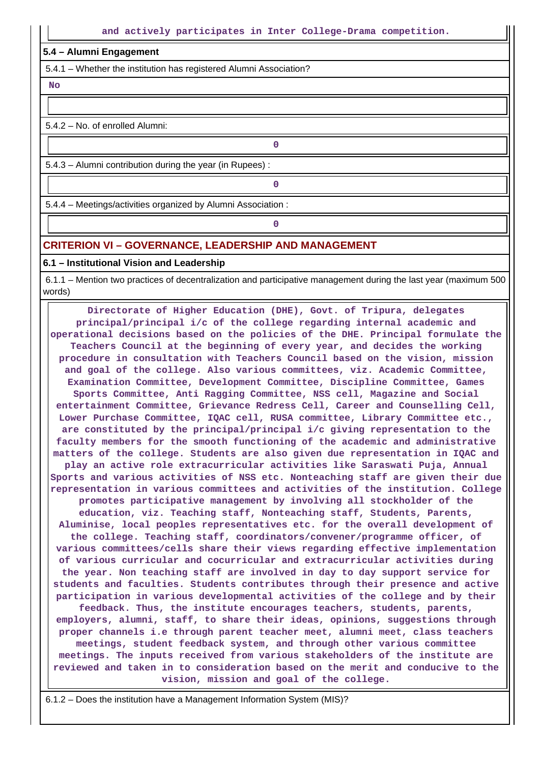and actively participates in Inter College-Drama competition.

**5.4 – Alumni Engagement**

5.4.1 – Whether the institution has registered Alumni Association?

No

5.4.2 – No. of enrolled Alumni:

0

5.4.3 – Alumni contribution during the year (in Rupees) :

0

5.4.4 – Meetings/activities organized by Alumni Association :

0

## CRITERION VI – GOVERNANCE, LEADERSHIP AND MANAGEMENT

**6.1 – Institutional Vision and Leadership**

6.1.1 – Mention two practices of decentralization and participative management during the last year (maximum 500 words)

Directorate of Higher Education (DHE), Govt. of Tripura, delegates principal/principal i/c of the college regarding internal academic and operational decisions based on the policies of the DHE. Principal formulate the Teachers Council at the beginning of every year, and decides the working procedure in consultation with Teachers Council based on the vision, mission and goal of the college. Also various committees, viz. Academic Committee, Examination Committee, Development Committee, Discipline Committee, Games Sports Committee, Anti Ragging Committee, NSS cell, Magazine and Social entertainment Committee, Grievance Redress Cell, Career and Counselling Cell, Lower Purchase Committee, IQAC cell, RUSA committee, Library Committee etc., are constituted by the principal/principal i/c giving representation to the faculty members for the smooth functioning of the academic and administrative matters of the college. Students are also given due representation in IQAC and play an active role extracurricular activities like Saraswati Puja, Annual Sports and various activities of NSS etc. Nonteaching staff are given their due representation in various committees and activities of the institution. College promotes participative management by involving all stockholder of the education, viz. Teaching staff, Nonteaching staff, Students, Parents, Aluminise, local peoples representatives etc. for the overall development of the college. Teaching staff, coordinators/convener/programme officer, of various committees/cells share their views regarding effective implementation of various curricular and cocurricular and extracurricular activities during the year. Non teaching staff are involved in day to day support service for students and faculties. Students contributes through their presence and active participation in various developmental activities of the college and by their feedback. Thus, the institute encourages teachers, students, parents, employers, alumni, staff, to share their ideas, opinions, suggestions through proper channels i.e through parent teacher meet, alumni meet, class teachers meetings, student feedback system, and through other various committee meetings. The inputs received from various stakeholders of the institute are reviewed and taken in to consideration based on the merit and conducive to the vision, mission and goal of the college.

6.1.2 – Does the institution have a Management Information System (MIS)?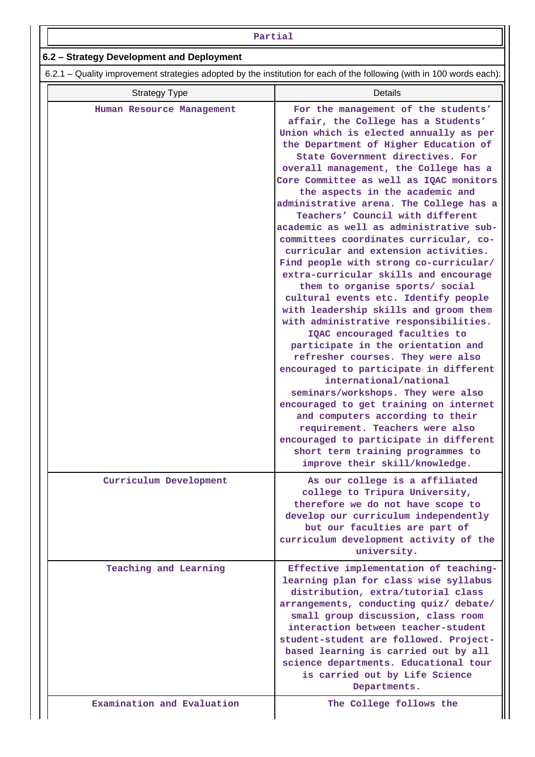| Partial |
|---|

## 6.2 – Strategy Development and Deployment

6.2.1 – Quality improvement strategies adopted by the institution for each of the following (with in 100 words each):

| Strategy Type | Details |
|---|---|
| Human Resource Management | For the management of the students' affair, the College has a Students' Union which is elected annually as per the Department of Higher Education of State Government directives. For overall management, the College has a Core Committee as well as IQAC monitors the aspects in the academic and administrative arena. The College has a Teachers' Council with different academic as well as administrative sub-committees coordinates curricular, co-curricular and extension activities. Find people with strong co-curricular/ extra-curricular skills and encourage them to organise sports/ social cultural events etc. Identify people with leadership skills and groom them with administrative responsibilities. IQAC encouraged faculties to participate in the orientation and refresher courses. They were also encouraged to participate in different international/national seminars/workshops. They were also encouraged to get training on internet and computers according to their requirement. Teachers were also encouraged to participate in different short term training programmes to improve their skill/knowledge. |
| Curriculum Development | As our college is a affiliated college to Tripura University, therefore we do not have scope to develop our curriculum independently but our faculties are part of curriculum development activity of the university. |
| Teaching and Learning | Effective implementation of teaching-learning plan for class wise syllabus distribution, extra/tutorial class arrangements, conducting quiz/ debate/ small group discussion, class room interaction between teacher-student student-student are followed. Project-based learning is carried out by all science departments. Educational tour is carried out by Life Science Departments. |
| Examination and Evaluation | The College follows the |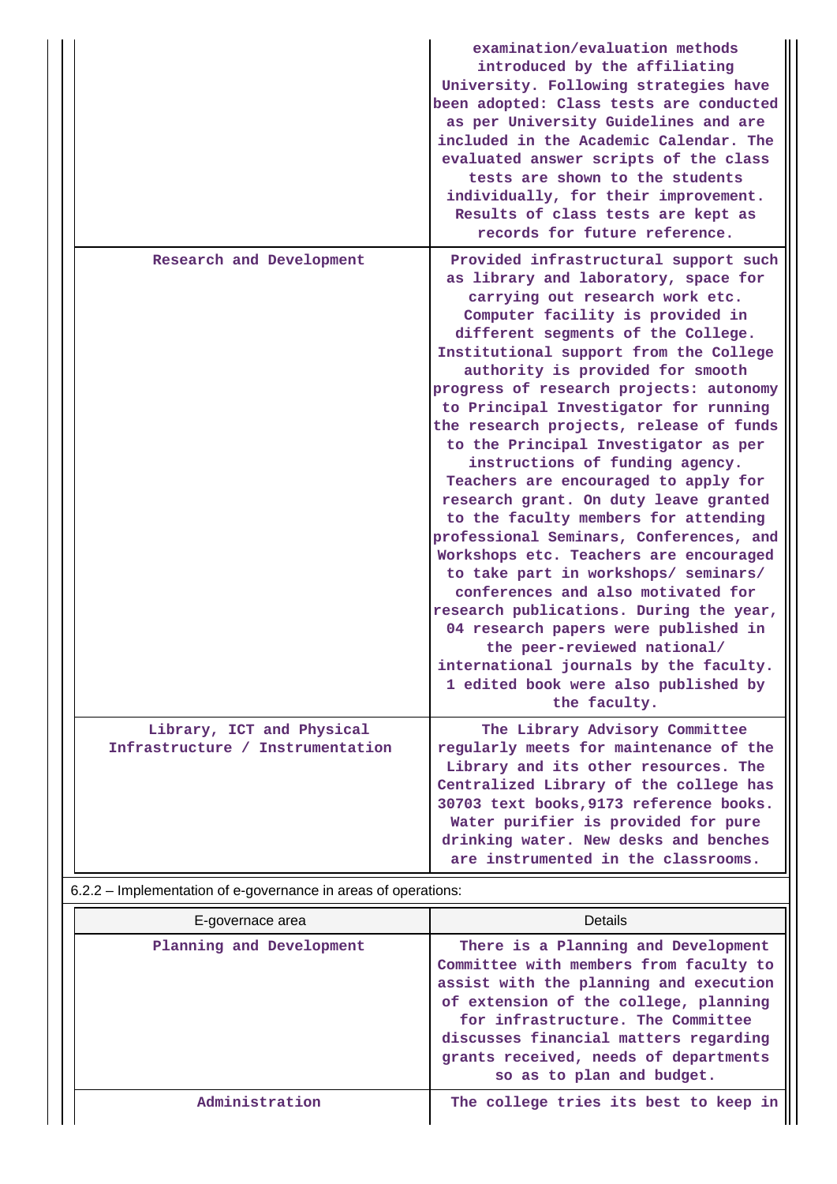| | |
|---|---|
| | examination/evaluation methods introduced by the affiliating University. Following strategies have been adopted: Class tests are conducted as per University Guidelines and are included in the Academic Calendar. The evaluated answer scripts of the class tests are shown to the students individually, for their improvement. Results of class tests are kept as records for future reference. |
| Research and Development | Provided infrastructural support such as library and laboratory, space for carrying out research work etc. Computer facility is provided in different segments of the College. Institutional support from the College authority is provided for smooth progress of research projects: autonomy to Principal Investigator for running the research projects, release of funds to the Principal Investigator as per instructions of funding agency. Teachers are encouraged to apply for research grant. On duty leave granted to the faculty members for attending professional Seminars, Conferences, and Workshops etc. Teachers are encouraged to take part in workshops/ seminars/ conferences and also motivated for research publications. During the year, 04 research papers were published in the peer-reviewed national/ international journals by the faculty. 1 edited book were also published by the faculty. |
| Library, ICT and Physical Infrastructure / Instrumentation | The Library Advisory Committee regularly meets for maintenance of the Library and its other resources. The Centralized Library of the college has 30703 text books,9173 reference books. Water purifier is provided for pure drinking water. New desks and benches are instrumented in the classrooms. |

6.2.2 – Implementation of e-governance in areas of operations:

| E-governace area | Details |
|---|---|
| Planning and Development | There is a Planning and Development Committee with members from faculty to assist with the planning and execution of extension of the college, planning for infrastructure. The Committee discusses financial matters regarding grants received, needs of departments so as to plan and budget. |
| Administration | The college tries its best to keep in |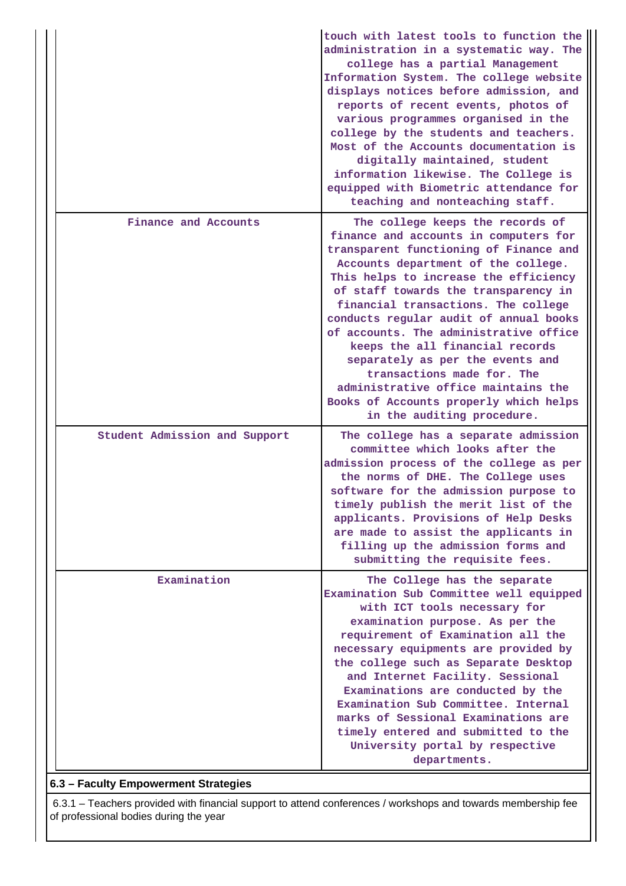| | |
|---|---|
| | touch with latest tools to function the administration in a systematic way. The college has a partial Management Information System. The college website displays notices before admission, and reports of recent events, photos of various programmes organised in the college by the students and teachers. Most of the Accounts documentation is digitally maintained, student information likewise. The College is equipped with Biometric attendance for teaching and nonteaching staff. |
| Finance and Accounts | The college keeps the records of finance and accounts in computers for transparent functioning of Finance and Accounts department of the college. This helps to increase the efficiency of staff towards the transparency in financial transactions. The college conducts regular audit of annual books of accounts. The administrative office keeps the all financial records separately as per the events and transactions made for. The administrative office maintains the Books of Accounts properly which helps in the auditing procedure. |
| Student Admission and Support | The college has a separate admission committee which looks after the admission process of the college as per the norms of DHE. The College uses software for the admission purpose to timely publish the merit list of the applicants. Provisions of Help Desks are made to assist the applicants in filling up the admission forms and submitting the requisite fees. |
| Examination | The College has the separate Examination Sub Committee well equipped with ICT tools necessary for examination purpose. As per the requirement of Examination all the necessary equipments are provided by the college such as Separate Desktop and Internet Facility. Sessional Examinations are conducted by the Examination Sub Committee. Internal marks of Sessional Examinations are timely entered and submitted to the University portal by respective departments. |

**6.3 – Faculty Empowerment Strategies**

6.3.1 – Teachers provided with financial support to attend conferences / workshops and towards membership fee of professional bodies during the year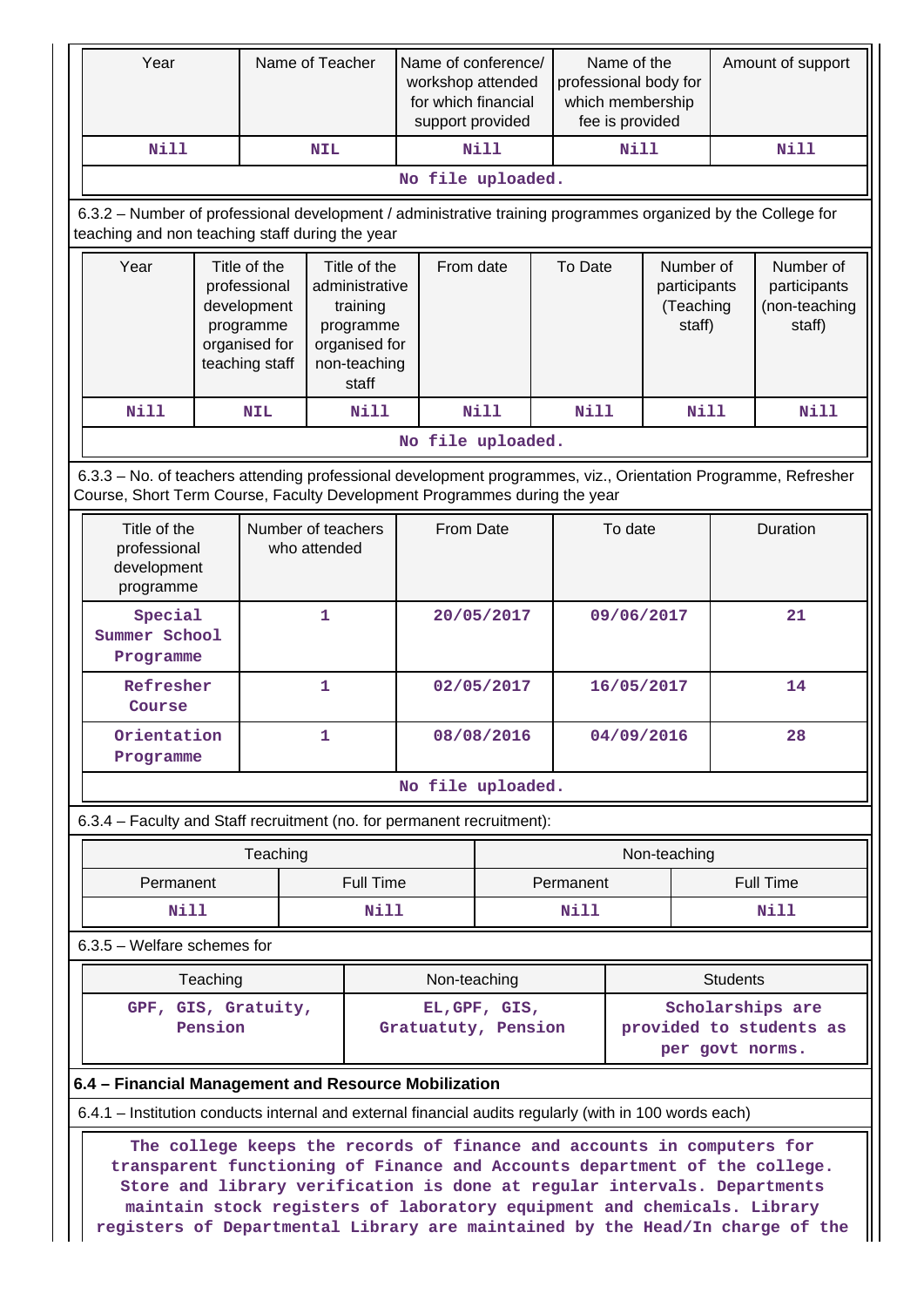| Year | Name of Teacher | Name of conference/ workshop attended for which financial support provided | Name of the professional body for which membership fee is provided | Amount of support |
|---|---|---|---|---|
| Nill | NIL | Nill | Nill | Nill |
| No file uploaded. | | | | |

6.3.2 – Number of professional development / administrative training programmes organized by the College for teaching and non teaching staff during the year

| Year | Title of the professional development programme organised for teaching staff | Title of the administrative training programme organised for non-teaching staff | From date | To Date | Number of participants (Teaching staff) | Number of participants (non-teaching staff) |
|---|---|---|---|---|---|---|
| Nill | NIL | Nill | Nill | Nill | Nill | Nill |
| No file uploaded. | | | | | | |

6.3.3 – No. of teachers attending professional development programmes, viz., Orientation Programme, Refresher Course, Short Term Course, Faculty Development Programmes during the year

| Title of the professional development programme | Number of teachers who attended | From Date | To date | Duration |
|---|---|---|---|---|
| Special Summer School Programme | 1 | 20/05/2017 | 09/06/2017 | 21 |
| Refresher Course | 1 | 02/05/2017 | 16/05/2017 | 14 |
| Orientation Programme | 1 | 08/08/2016 | 04/09/2016 | 28 |
| No file uploaded. | | | | |

6.3.4 – Faculty and Staff recruitment (no. for permanent recruitment):

| Teaching | | Non-teaching | |
|---|---|---|---|
| Permanent | Full Time | Permanent | Full Time |
| Nill | Nill | Nill | Nill |

6.3.5 – Welfare schemes for

| Teaching | Non-teaching | Students |
|---|---|---|
| GPF, GIS, Gratuity, Pension | EL,GPF, GIS, Gratuatuty, Pension | Scholarships are provided to students as per govt norms. |

**6.4 – Financial Management and Resource Mobilization**

6.4.1 – Institution conducts internal and external financial audits regularly (with in 100 words each)

The college keeps the records of finance and accounts in computers for transparent functioning of Finance and Accounts department of the college. Store and library verification is done at regular intervals. Departments maintain stock registers of laboratory equipment and chemicals. Library registers of Departmental Library are maintained by the Head/In charge of the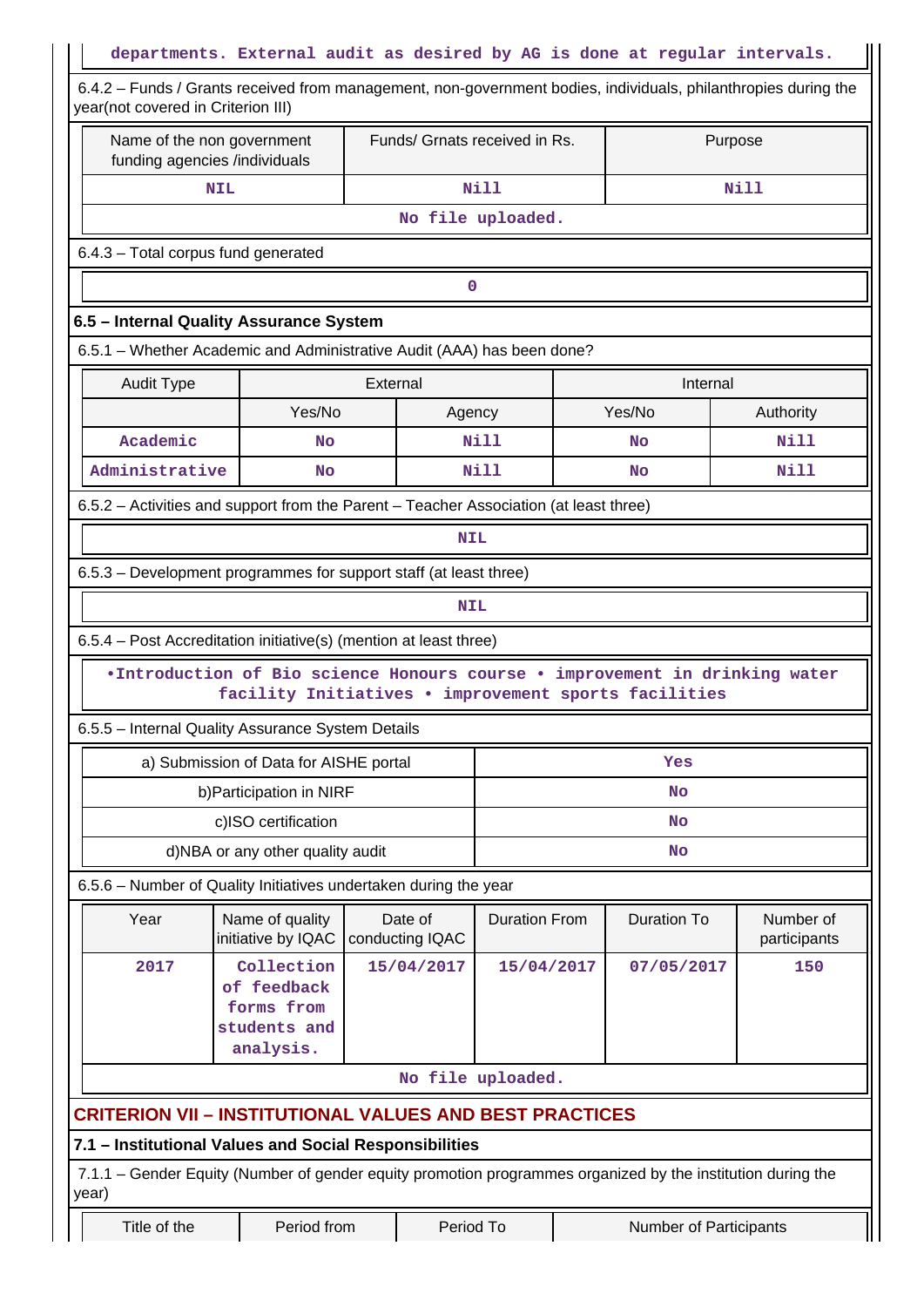departments. External audit as desired by AG is done at regular intervals.

6.4.2 – Funds / Grants received from management, non-government bodies, individuals, philanthropies during the year(not covered in Criterion III)

| Name of the non government funding agencies /individuals | Funds/ Grnats received in Rs. | Purpose |
|---|---|---|
| NIL | Nill | Nill |
| No file uploaded. | | |

6.4.3 – Total corpus fund generated

| 0 |
|---|

## 6.5 – Internal Quality Assurance System

6.5.1 – Whether Academic and Administrative Audit (AAA) has been done?

| Audit Type | External | | Internal | |
|---|---|---|---|---|
| | Yes/No | Agency | Yes/No | Authority |
| Academic | No | Nill | No | Nill |
| Administrative | No | Nill | No | Nill |

6.5.2 – Activities and support from the Parent – Teacher Association (at least three)

| NIL |
|---|

6.5.3 – Development programmes for support staff (at least three)

| NIL |
|---|

6.5.4 – Post Accreditation initiative(s) (mention at least three)

•Introduction of Bio science Honours course • improvement in drinking water facility Initiatives • improvement sports facilities

6.5.5 – Internal Quality Assurance System Details

| a) Submission of Data for AISHE portal | Yes |
|---|---|
| b)Participation in NIRF | No |
| c)ISO certification | No |
| d)NBA or any other quality audit | No |

6.5.6 – Number of Quality Initiatives undertaken during the year

| Year | Name of quality initiative by IQAC | Date of conducting IQAC | Duration From | Duration To | Number of participants |
|---|---|---|---|---|---|
| 2017 | Collection of feedback forms from students and analysis. | 15/04/2017 | 15/04/2017 | 07/05/2017 | 150 |
| No file uploaded. | | | | | |

## CRITERION VII – INSTITUTIONAL VALUES AND BEST PRACTICES

### 7.1 – Institutional Values and Social Responsibilities

7.1.1 – Gender Equity (Number of gender equity promotion programmes organized by the institution during the year)

| Title of the | Period from | Period To | Number of Participants |
|---|---|---|---|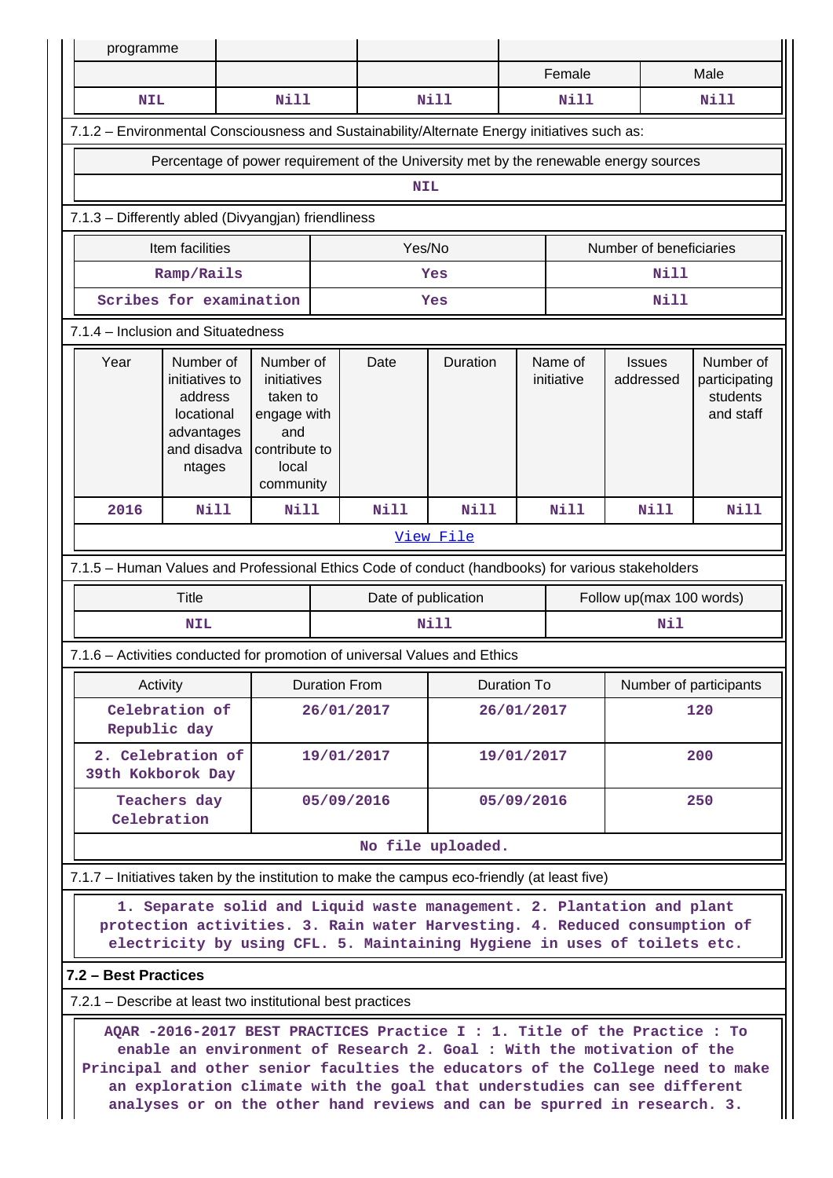| programme | | | | |
|---|---|---|---|---|
| | | | Female | Male |
| NIL | Nill | Nill | Nill | Nill |

7.1.2 – Environmental Consciousness and Sustainability/Alternate Energy initiatives such as:

| Percentage of power requirement of the University met by the renewable energy sources |
|---|
| NIL |

7.1.3 – Differently abled (Divyangjan) friendliness

| Item facilities | Yes/No | Number of beneficiaries |
|---|---|---|
| Ramp/Rails | Yes | Nill |
| Scribes for examination | Yes | Nill |

7.1.4 – Inclusion and Situatedness

| Year | Number of initiatives to address locational advantages and disadvantages | Number of initiatives taken to engage with and contribute to local community | Date | Duration | Name of initiative | Issues addressed | Number of participating students and staff |
|---|---|---|---|---|---|---|---|
| 2016 | Nill | Nill | Nill | Nill | Nill | Nill | Nill |

View File

7.1.5 – Human Values and Professional Ethics Code of conduct (handbooks) for various stakeholders

| Title | Date of publication | Follow up(max 100 words) |
|---|---|---|
| NIL | Nill | Nil |

7.1.6 – Activities conducted for promotion of universal Values and Ethics

| Activity | Duration From | Duration To | Number of participants |
|---|---|---|---|
| Celebration of Republic day | 26/01/2017 | 26/01/2017 | 120 |
| 2. Celebration of 39th Kokborok Day | 19/01/2017 | 19/01/2017 | 200 |
| Teachers day Celebration | 05/09/2016 | 05/09/2016 | 250 |

No file uploaded.

7.1.7 – Initiatives taken by the institution to make the campus eco-friendly (at least five)

1. Separate solid and Liquid waste management. 2. Plantation and plant protection activities. 3. Rain water Harvesting. 4. Reduced consumption of electricity by using CFL. 5. Maintaining Hygiene in uses of toilets etc.

**7.2 – Best Practices**

7.2.1 – Describe at least two institutional best practices

AQAR -2016-2017 BEST PRACTICES Practice I : 1. Title of the Practice : To enable an environment of Research 2. Goal : With the motivation of the Principal and other senior faculties the educators of the College need to make an exploration climate with the goal that understudies can see different analyses or on the other hand reviews and can be spurred in research. 3.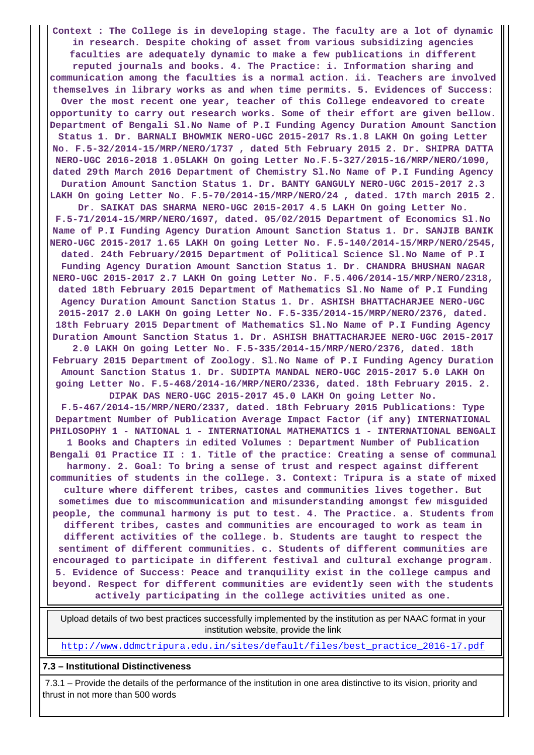**Context : The College is in developing stage. The faculty are a lot of dynamic in research. Despite choking of asset from various subsidizing agencies faculties are adequately dynamic to make a few publications in different reputed journals and books. 4. The Practice: i. Information sharing and communication among the faculties is a normal action. ii. Teachers are involved themselves in library works as and when time permits. 5. Evidences of Success: Over the most recent one year, teacher of this College endeavored to create opportunity to carry out research works. Some of their effort are given bellow. Department of Bengali Sl.No Name of P.I Funding Agency Duration Amount Sanction Status 1. Dr. BARNALI BHOWMIK NERO-UGC 2015-2017 Rs.1.8 LAKH On going Letter No. F.5-32/2014-15/MRP/NERO/1737 , dated 5th February 2015 2. Dr. SHIPRA DATTA NERO-UGC 2016-2018 1.05LAKH On going Letter No.F.5-327/2015-16/MRP/NERO/1090, dated 29th March 2016 Department of Chemistry Sl.No Name of P.I Funding Agency Duration Amount Sanction Status 1. Dr. BANTY GANGULY NERO-UGC 2015-2017 2.3 LAKH On going Letter No. F.5-70/2014-15/MRP/NERO/24 , dated. 17th march 2015 2. Dr. SAIKAT DAS SHARMA NERO-UGC 2015-2017 4.5 LAKH On going Letter No. F.5-71/2014-15/MRP/NERO/1697, dated. 05/02/2015 Department of Economics Sl.No Name of P.I Funding Agency Duration Amount Sanction Status 1. Dr. SANJIB BANIK NERO-UGC 2015-2017 1.65 LAKH On going Letter No. F.5-140/2014-15/MRP/NERO/2545, dated. 24th February/2015 Department of Political Science Sl.No Name of P.I Funding Agency Duration Amount Sanction Status 1. Dr. CHANDRA BHUSHAN NAGAR NERO-UGC 2015-2017 2.7 LAKH On going Letter No. F.5.406/2014-15/MRP/NERO/2318, dated 18th February 2015 Department of Mathematics Sl.No Name of P.I Funding Agency Duration Amount Sanction Status 1. Dr. ASHISH BHATTACHARJEE NERO-UGC 2015-2017 2.0 LAKH On going Letter No. F.5-335/2014-15/MRP/NERO/2376, dated. 18th February 2015 Department of Mathematics Sl.No Name of P.I Funding Agency Duration Amount Sanction Status 1. Dr. ASHISH BHATTACHARJEE NERO-UGC 2015-2017 2.0 LAKH On going Letter No. F.5-335/2014-15/MRP/NERO/2376, dated. 18th February 2015 Department of Zoology. Sl.No Name of P.I Funding Agency Duration Amount Sanction Status 1. Dr. SUDIPTA MANDAL NERO-UGC 2015-2017 5.0 LAKH On going Letter No. F.5-468/2014-16/MRP/NERO/2336, dated. 18th February 2015. 2. DIPAK DAS NERO-UGC 2015-2017 45.0 LAKH On going Letter No. F.5-467/2014-15/MRP/NERO/2337, dated. 18th February 2015 Publications: Type Department Number of Publication Average Impact Factor (if any) INTERNATIONAL PHILOSOPHY 1 - NATIONAL 1 - INTERNATIONAL MATHEMATICS 1 - INTERNATIONAL BENGALI 1 Books and Chapters in edited Volumes : Department Number of Publication Bengali 01 Practice II : 1. Title of the practice: Creating a sense of communal harmony. 2. Goal: To bring a sense of trust and respect against different communities of students in the college. 3. Context: Tripura is a state of mixed culture where different tribes, castes and communities lives together. But sometimes due to miscommunication and misunderstanding amongst few misguided people, the communal harmony is put to test. 4. The Practice. a. Students from different tribes, castes and communities are encouraged to work as team in different activities of the college. b. Students are taught to respect the sentiment of different communities. c. Students of different communities are encouraged to participate in different festival and cultural exchange program. 5. Evidence of Success: Peace and tranquility exist in the college campus and beyond. Respect for different communities are evidently seen with the students actively participating in the college activities united as one.**

Upload details of two best practices successfully implemented by the institution as per NAAC format in your institution website, provide the link

http://www.ddmctripura.edu.in/sites/default/files/best_practice_2016-17.pdf

**7.3 – Institutional Distinctiveness**

7.3.1 – Provide the details of the performance of the institution in one area distinctive to its vision, priority and thrust in not more than 500 words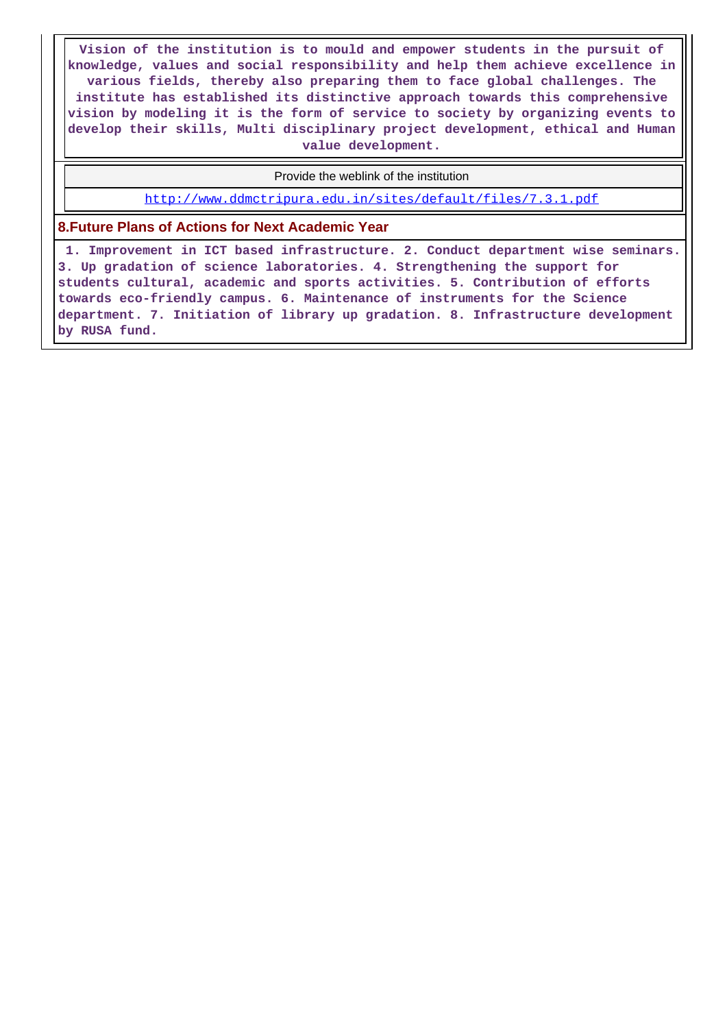**Vision of the institution is to mould and empower students in the pursuit of knowledge, values and social responsibility and help them achieve excellence in various fields, thereby also preparing them to face global challenges. The institute has established its distinctive approach towards this comprehensive vision by modeling it is the form of service to society by organizing events to develop their skills, Multi disciplinary project development, ethical and Human value development.**

| Provide the weblink of the institution |
|---|
| http://www.ddmctripura.edu.in/sites/default/files/7.3.1.pdf |

## 8.Future Plans of Actions for Next Academic Year

**1. Improvement in ICT based infrastructure. 2. Conduct department wise seminars. 3. Up gradation of science laboratories. 4. Strengthening the support for students cultural, academic and sports activities. 5. Contribution of efforts towards eco-friendly campus. 6. Maintenance of instruments for the Science department. 7. Initiation of library up gradation. 8. Infrastructure development by RUSA fund.**